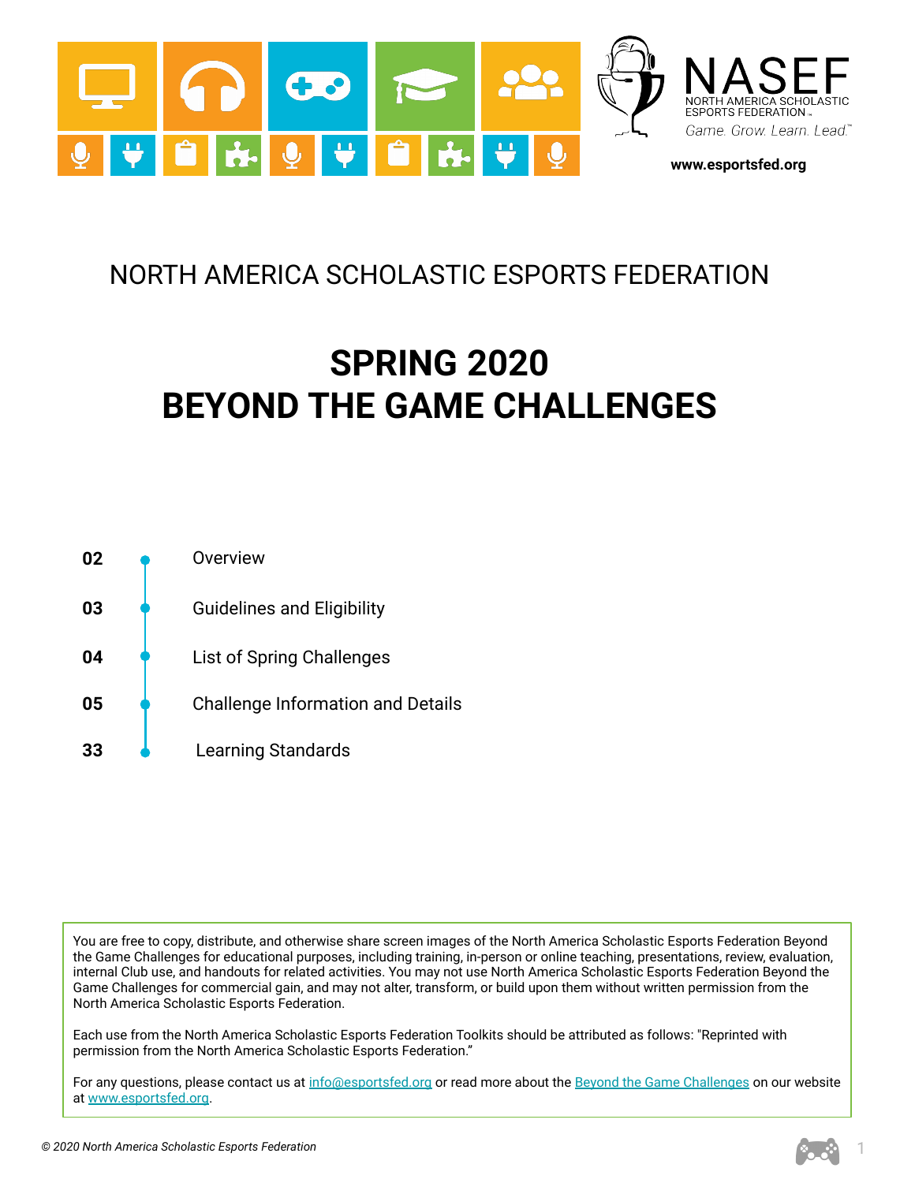NASEF
NORTH AMERICA SCHOLASTIC ESPORTS FEDERATION

*Game. Grow. Learn. Lead.*

**www.esportsfed.org**

NORTH AMERICA SCHOLASTIC ESPORTS FEDERATION

# SPRING 2020
# BEYOND THE GAME CHALLENGES

| | |
|---|---|
| **02** | Overview |
| **03** | Guidelines and Eligibility |
| **04** | List of Spring Challenges |
| **05** | Challenge Information and Details |
| **33** | Learning Standards |

You are free to copy, distribute, and otherwise share screen images of the North America Scholastic Esports Federation Beyond the Game Challenges for educational purposes, including training, in-person or online teaching, presentations, review, evaluation, internal Club use, and handouts for related activities. You may not use North America Scholastic Esports Federation Beyond the Game Challenges for commercial gain, and may not alter, transform, or build upon them without written permission from the North America Scholastic Esports Federation.

Each use from the North America Scholastic Esports Federation Toolkits should be attributed as follows: "Reprinted with permission from the North America Scholastic Esports Federation."

For any questions, please contact us at [info@esportsfed.org](mailto:info@esportsfed.org) or read more about the [Beyond the Game Challenges](#) on our website at [www.esportsfed.org](http://www.esportsfed.org).

*© 2020 North America Scholastic Esports Federation*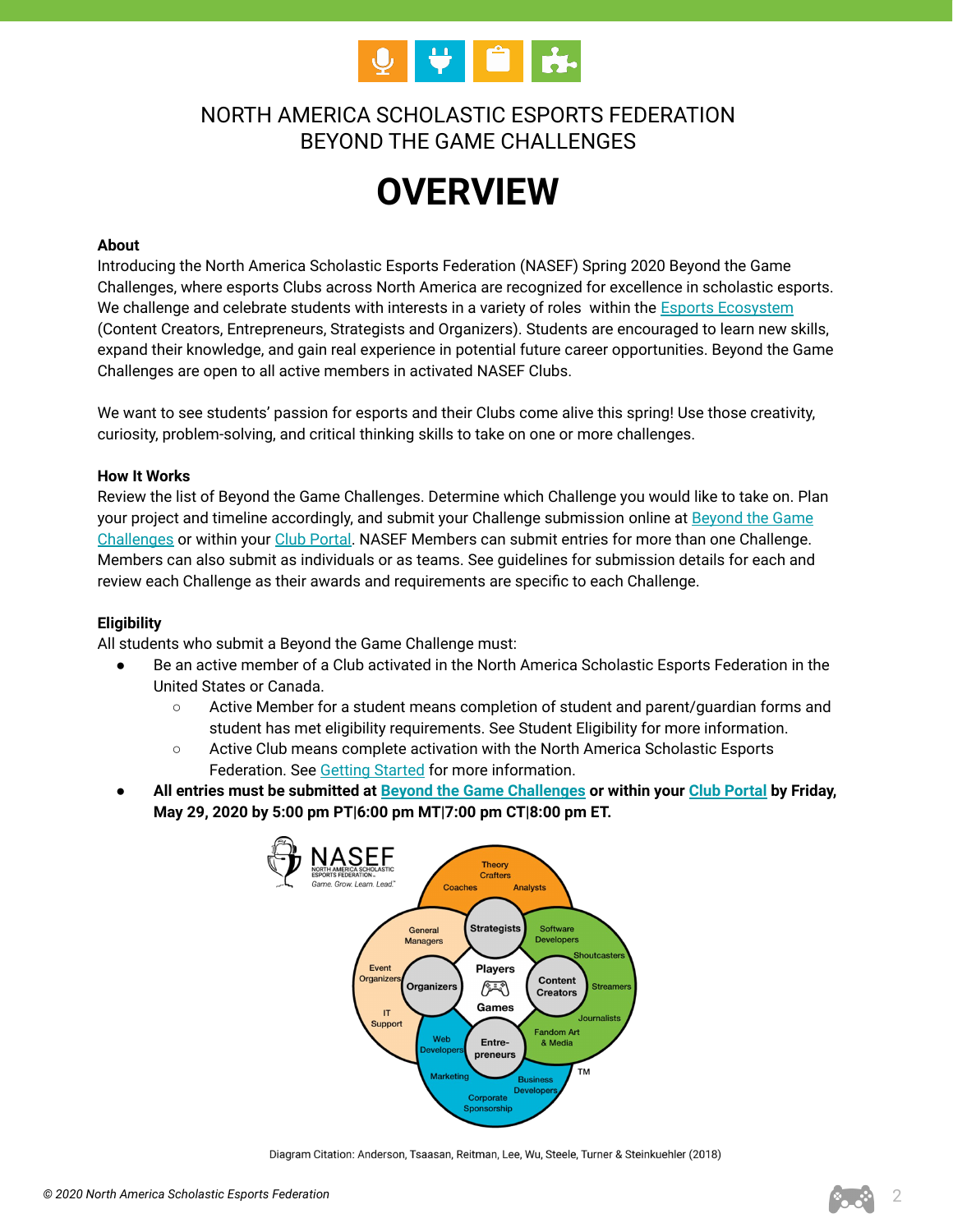NORTH AMERICA SCHOLASTIC ESPORTS FEDERATION
BEYOND THE GAME CHALLENGES

# OVERVIEW

**About**

Introducing the North America Scholastic Esports Federation (NASEF) Spring 2020 Beyond the Game Challenges, where esports Clubs across North America are recognized for excellence in scholastic esports. We challenge and celebrate students with interests in a variety of roles within the Esports Ecosystem (Content Creators, Entrepreneurs, Strategists and Organizers). Students are encouraged to learn new skills, expand their knowledge, and gain real experience in potential future career opportunities. Beyond the Game Challenges are open to all active members in activated NASEF Clubs.

We want to see students' passion for esports and their Clubs come alive this spring! Use those creativity, curiosity, problem-solving, and critical thinking skills to take on one or more challenges.

**How It Works**

Review the list of Beyond the Game Challenges. Determine which Challenge you would like to take on. Plan your project and timeline accordingly, and submit your Challenge submission online at Beyond the Game Challenges or within your Club Portal. NASEF Members can submit entries for more than one Challenge. Members can also submit as individuals or as teams. See guidelines for submission details for each and review each Challenge as their awards and requirements are specific to each Challenge.

**Eligibility**

All students who submit a Beyond the Game Challenge must:

- Be an active member of a Club activated in the North America Scholastic Esports Federation in the United States or Canada.
  - Active Member for a student means completion of student and parent/guardian forms and student has met eligibility requirements. See Student Eligibility for more information.
  - Active Club means complete activation with the North America Scholastic Esports Federation. See Getting Started for more information.
- **All entries must be submitted at Beyond the Game Challenges or within your Club Portal by Friday, May 29, 2020 by 5:00 pm PT|6:00 pm MT|7:00 pm CT|8:00 pm ET.**

Diagram Citation: Anderson, Tsaasan, Reitman, Lee, Wu, Steele, Turner & Steinkuehler (2018)

*© 2020 North America Scholastic Esports Federation*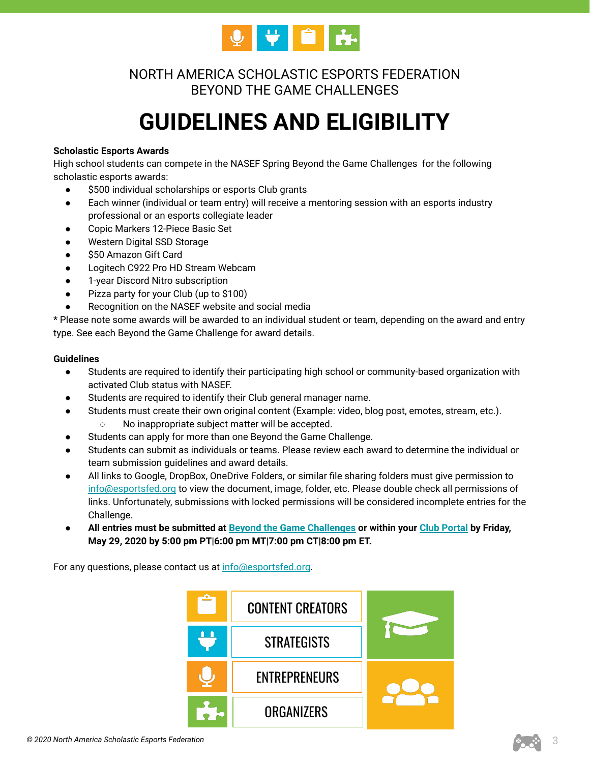NORTH AMERICA SCHOLASTIC ESPORTS FEDERATION
BEYOND THE GAME CHALLENGES

# GUIDELINES AND ELIGIBILITY

**Scholastic Esports Awards**

High school students can compete in the NASEF Spring Beyond the Game Challenges for the following scholastic esports awards:

- $500 individual scholarships or esports Club grants
- Each winner (individual or team entry) will receive a mentoring session with an esports industry professional or an esports collegiate leader
- Copic Markers 12-Piece Basic Set
- Western Digital SSD Storage
- $50 Amazon Gift Card
- Logitech C922 Pro HD Stream Webcam
- 1-year Discord Nitro subscription
- Pizza party for your Club (up to $100)
- Recognition on the NASEF website and social media

* Please note some awards will be awarded to an individual student or team, depending on the award and entry type. See each Beyond the Game Challenge for award details.

**Guidelines**

- Students are required to identify their participating high school or community-based organization with activated Club status with NASEF.
- Students are required to identify their Club general manager name.
- Students must create their own original content (Example: video, blog post, emotes, stream, etc.).
  - No inappropriate subject matter will be accepted.
- Students can apply for more than one Beyond the Game Challenge.
- Students can submit as individuals or teams. Please review each award to determine the individual or team submission guidelines and award details.
- All links to Google, DropBox, OneDrive Folders, or similar file sharing folders must give permission to info@esportsfed.org to view the document, image, folder, etc. Please double check all permissions of links. Unfortunately, submissions with locked permissions will be considered incomplete entries for the Challenge.
- **All entries must be submitted at Beyond the Game Challenges or within your Club Portal by Friday, May 29, 2020 by 5:00 pm PT|6:00 pm MT|7:00 pm CT|8:00 pm ET.**

For any questions, please contact us at info@esportsfed.org.

CONTENT CREATORS

STRATEGISTS

ENTREPRENEURS

ORGANIZERS

*© 2020 North America Scholastic Esports Federation*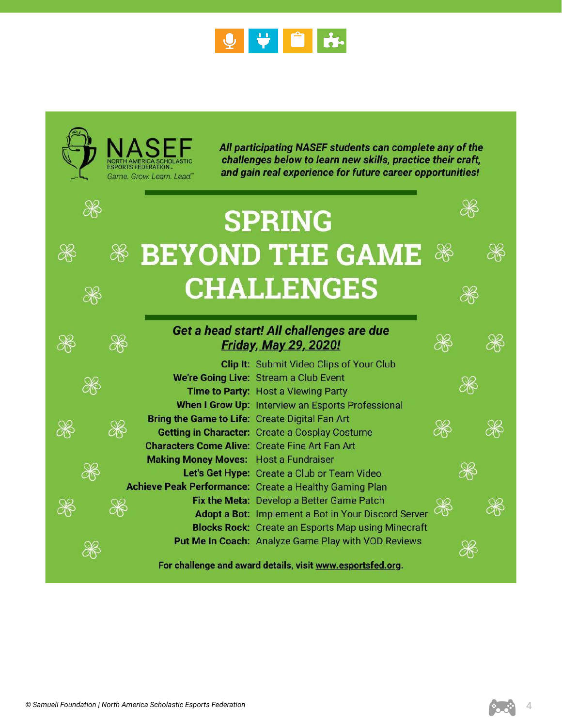NASEF
NORTH AMERICA SCHOLASTIC ESPORTS FEDERATION
*Game. Grow. Learn. Lead.*

***All participating NASEF students can complete any of the challenges below to learn new skills, practice their craft, and gain real experience for future career opportunities!***

# SPRING BEYOND THE GAME CHALLENGES

***Get a head start! All challenges are due Friday, May 29, 2020!***

- **Clip It:** Submit Video Clips of Your Club
- **We're Going Live:** Stream a Club Event
- **Time to Party:** Host a Viewing Party
- **When I Grow Up:** Interview an Esports Professional
- **Bring the Game to Life:** Create Digital Fan Art
- **Getting in Character:** Create a Cosplay Costume
- **Characters Come Alive:** Create Fine Art Fan Art
- **Making Money Moves:** Host a Fundraiser
- **Let's Get Hype:** Create a Club or Team Video
- **Achieve Peak Performance:** Create a Healthy Gaming Plan
- **Fix the Meta:** Develop a Better Game Patch
- **Adopt a Bot:** Implement a Bot in Your Discord Server
- **Blocks Rock:** Create an Esports Map using Minecraft
- **Put Me In Coach:** Analyze Game Play with VOD Reviews

**For challenge and award details, visit www.esportsfed.org.**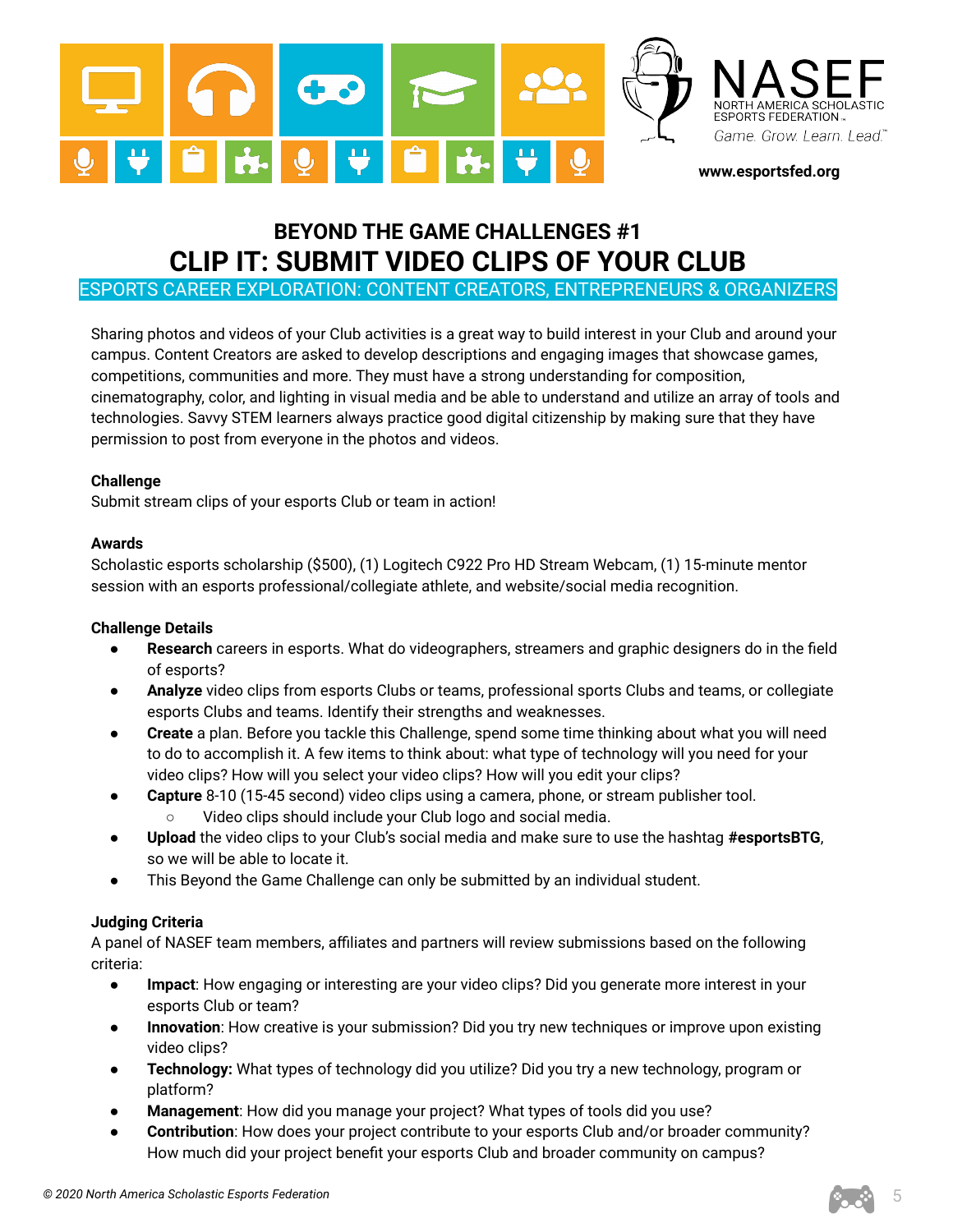NASEF
NORTH AMERICA SCHOLASTIC ESPORTS FEDERATION
Game. Grow. Learn. Lead.

www.esportsfed.org

# BEYOND THE GAME CHALLENGES #1
# CLIP IT: SUBMIT VIDEO CLIPS OF YOUR CLUB

## ESPORTS CAREER EXPLORATION: CONTENT CREATORS, ENTREPRENEURS & ORGANIZERS

Sharing photos and videos of your Club activities is a great way to build interest in your Club and around your campus. Content Creators are asked to develop descriptions and engaging images that showcase games, competitions, communities and more. They must have a strong understanding for composition, cinematography, color, and lighting in visual media and be able to understand and utilize an array of tools and technologies. Savvy STEM learners always practice good digital citizenship by making sure that they have permission to post from everyone in the photos and videos.

**Challenge**
Submit stream clips of your esports Club or team in action!

**Awards**
Scholastic esports scholarship ($500), (1) Logitech C922 Pro HD Stream Webcam, (1) 15-minute mentor session with an esports professional/collegiate athlete, and website/social media recognition.

**Challenge Details**

- **Research** careers in esports. What do videographers, streamers and graphic designers do in the field of esports?
- **Analyze** video clips from esports Clubs or teams, professional sports Clubs and teams, or collegiate esports Clubs and teams. Identify their strengths and weaknesses.
- **Create** a plan. Before you tackle this Challenge, spend some time thinking about what you will need to do to accomplish it. A few items to think about: what type of technology will you need for your video clips? How will you select your video clips? How will you edit your clips?
- **Capture** 8-10 (15-45 second) video clips using a camera, phone, or stream publisher tool.
  - Video clips should include your Club logo and social media.
- **Upload** the video clips to your Club's social media and make sure to use the hashtag **#esportsBTG**, so we will be able to locate it.
- This Beyond the Game Challenge can only be submitted by an individual student.

**Judging Criteria**
A panel of NASEF team members, affiliates and partners will review submissions based on the following criteria:

- **Impact**: How engaging or interesting are your video clips? Did you generate more interest in your esports Club or team?
- **Innovation**: How creative is your submission? Did you try new techniques or improve upon existing video clips?
- **Technology:** What types of technology did you utilize? Did you try a new technology, program or platform?
- **Management**: How did you manage your project? What types of tools did you use?
- **Contribution**: How does your project contribute to your esports Club and/or broader community? How much did your project benefit your esports Club and broader community on campus?

*© 2020 North America Scholastic Esports Federation*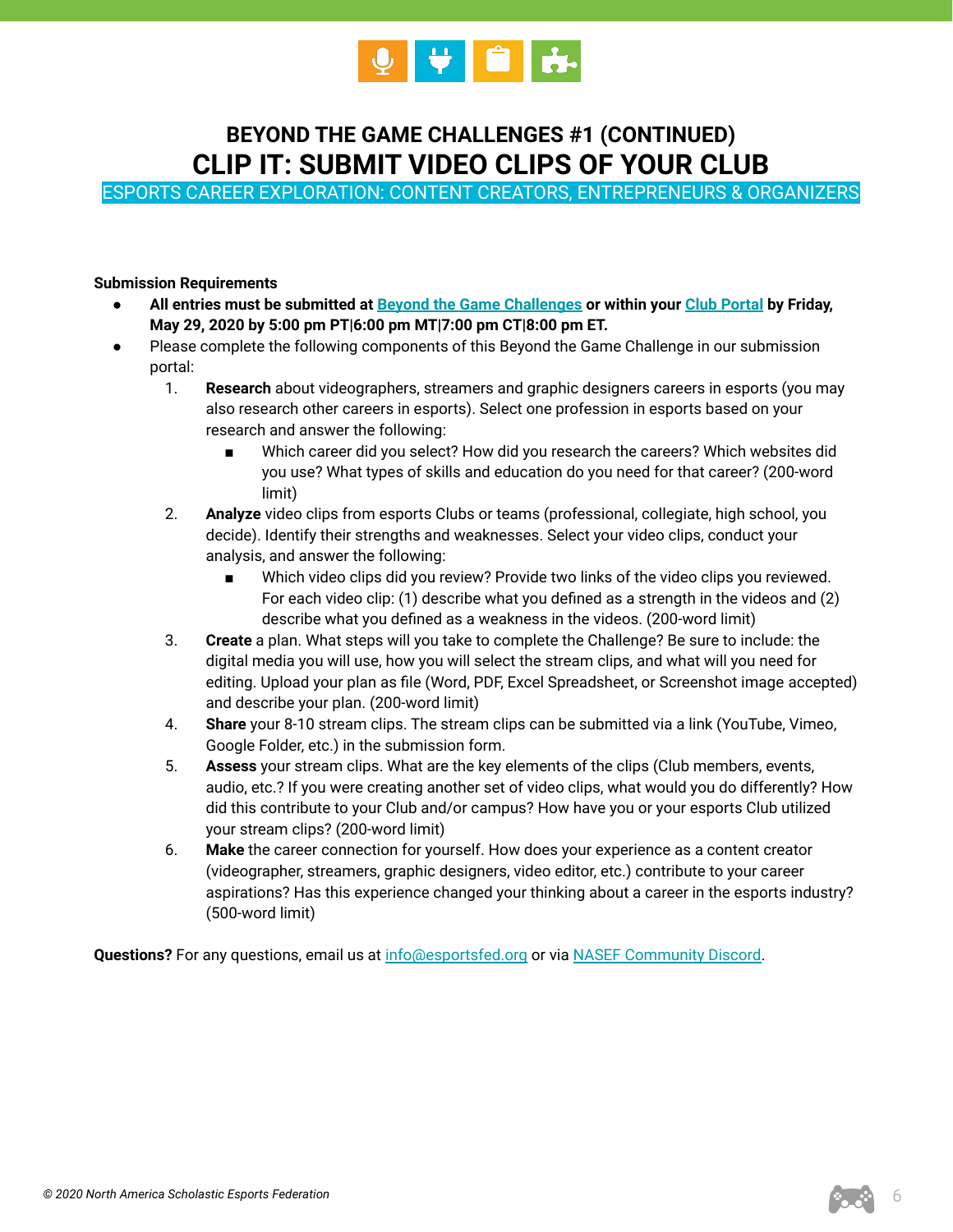## BEYOND THE GAME CHALLENGES #1 (CONTINUED)

# CLIP IT: SUBMIT VIDEO CLIPS OF YOUR CLUB

ESPORTS CAREER EXPLORATION: CONTENT CREATORS, ENTREPRENEURS & ORGANIZERS

**Submission Requirements**

- **All entries must be submitted at Beyond the Game Challenges or within your Club Portal by Friday, May 29, 2020 by 5:00 pm PT|6:00 pm MT|7:00 pm CT|8:00 pm ET.**
- Please complete the following components of this Beyond the Game Challenge in our submission portal:
  1. **Research** about videographers, streamers and graphic designers careers in esports (you may also research other careers in esports). Select one profession in esports based on your research and answer the following:
     - Which career did you select? How did you research the careers? Which websites did you use? What types of skills and education do you need for that career? (200-word limit)
  2. **Analyze** video clips from esports Clubs or teams (professional, collegiate, high school, you decide). Identify their strengths and weaknesses. Select your video clips, conduct your analysis, and answer the following:
     - Which video clips did you review? Provide two links of the video clips you reviewed. For each video clip: (1) describe what you defined as a strength in the videos and (2) describe what you defined as a weakness in the videos. (200-word limit)
  3. **Create** a plan. What steps will you take to complete the Challenge? Be sure to include: the digital media you will use, how you will select the stream clips, and what will you need for editing. Upload your plan as file (Word, PDF, Excel Spreadsheet, or Screenshot image accepted) and describe your plan. (200-word limit)
  4. **Share** your 8-10 stream clips. The stream clips can be submitted via a link (YouTube, Vimeo, Google Folder, etc.) in the submission form.
  5. **Assess** your stream clips. What are the key elements of the clips (Club members, events, audio, etc.? If you were creating another set of video clips, what would you do differently? How did this contribute to your Club and/or campus? How have you or your esports Club utilized your stream clips? (200-word limit)
  6. **Make** the career connection for yourself. How does your experience as a content creator (videographer, streamers, graphic designers, video editor, etc.) contribute to your career aspirations? Has this experience changed your thinking about a career in the esports industry? (500-word limit)

**Questions?** For any questions, email us at info@esportsfed.org or via NASEF Community Discord.

*© 2020 North America Scholastic Esports Federation*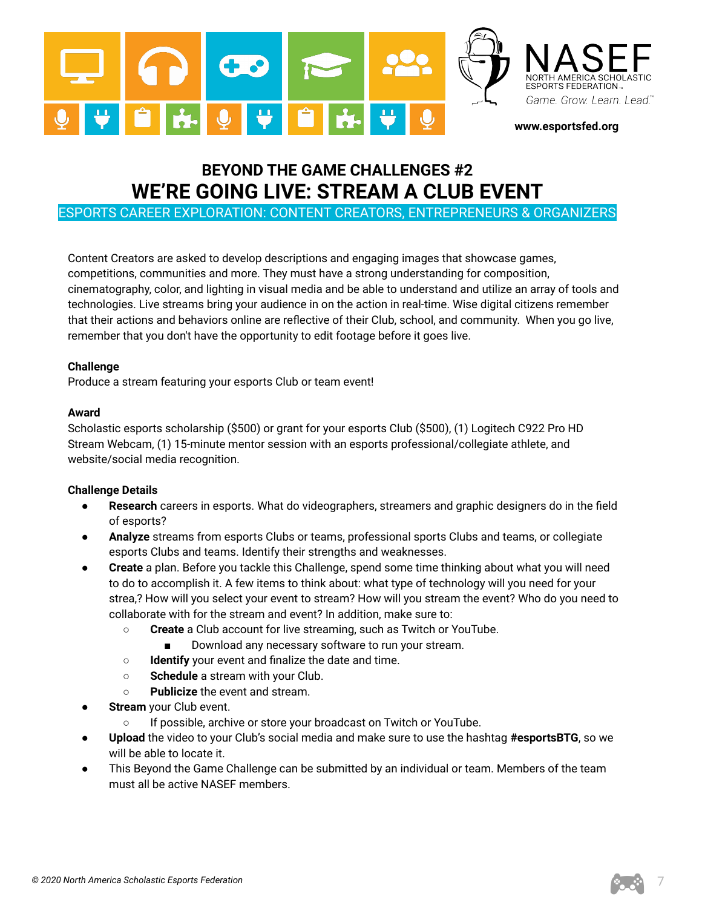NASEF
NORTH AMERICA SCHOLASTIC ESPORTS FEDERATION
Game. Grow. Learn. Lead.

**www.esportsfed.org**

## BEYOND THE GAME CHALLENGES #2

# WE'RE GOING LIVE: STREAM A CLUB EVENT

ESPORTS CAREER EXPLORATION: CONTENT CREATORS, ENTREPRENEURS & ORGANIZERS

Content Creators are asked to develop descriptions and engaging images that showcase games, competitions, communities and more. They must have a strong understanding for composition, cinematography, color, and lighting in visual media and be able to understand and utilize an array of tools and technologies. Live streams bring your audience in on the action in real-time. Wise digital citizens remember that their actions and behaviors online are reflective of their Club, school, and community. When you go live, remember that you don't have the opportunity to edit footage before it goes live.

**Challenge**
Produce a stream featuring your esports Club or team event!

**Award**
Scholastic esports scholarship ($500) or grant for your esports Club ($500), (1) Logitech C922 Pro HD Stream Webcam, (1) 15-minute mentor session with an esports professional/collegiate athlete, and website/social media recognition.

**Challenge Details**

- **Research** careers in esports. What do videographers, streamers and graphic designers do in the field of esports?
- **Analyze** streams from esports Clubs or teams, professional sports Clubs and teams, or collegiate esports Clubs and teams. Identify their strengths and weaknesses.
- **Create** a plan. Before you tackle this Challenge, spend some time thinking about what you will need to do to accomplish it. A few items to think about: what type of technology will you need for your strea,? How will you select your event to stream? How will you stream the event? Who do you need to collaborate with for the stream and event? In addition, make sure to:
  - **Create** a Club account for live streaming, such as Twitch or YouTube.
    - Download any necessary software to run your stream.
  - **Identify** your event and finalize the date and time.
  - **Schedule** a stream with your Club.
  - **Publicize** the event and stream.
- **Stream** your Club event.
  - If possible, archive or store your broadcast on Twitch or YouTube.
- **Upload** the video to your Club's social media and make sure to use the hashtag **#esportsBTG**, so we will be able to locate it.
- This Beyond the Game Challenge can be submitted by an individual or team. Members of the team must all be active NASEF members.

*© 2020 North America Scholastic Esports Federation*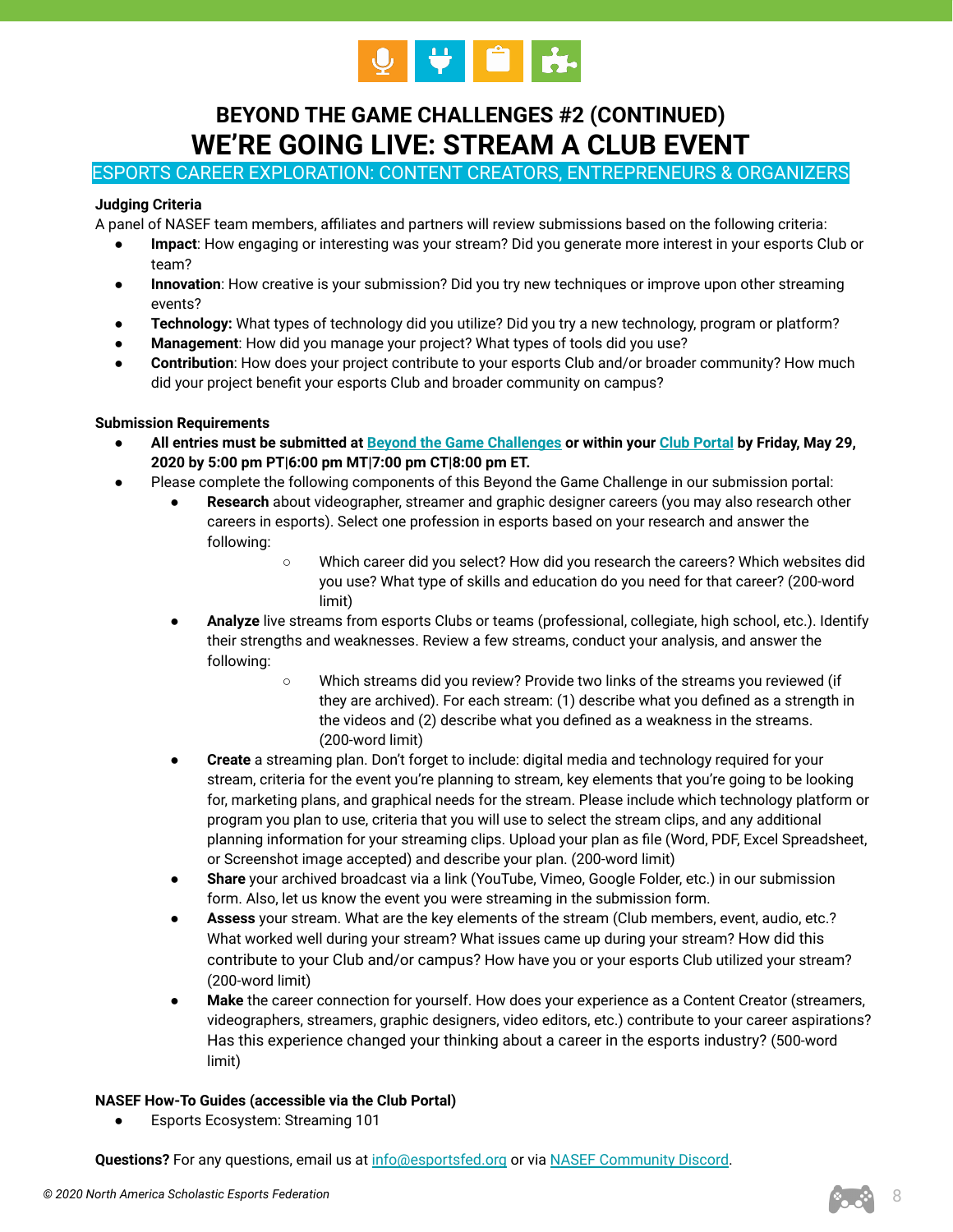# BEYOND THE GAME CHALLENGES #2 (CONTINUED)

# WE'RE GOING LIVE: STREAM A CLUB EVENT

## ESPORTS CAREER EXPLORATION: CONTENT CREATORS, ENTREPRENEURS & ORGANIZERS

**Judging Criteria**

A panel of NASEF team members, affiliates and partners will review submissions based on the following criteria:

- **Impact**: How engaging or interesting was your stream? Did you generate more interest in your esports Club or team?
- **Innovation**: How creative is your submission? Did you try new techniques or improve upon other streaming events?
- **Technology:** What types of technology did you utilize? Did you try a new technology, program or platform?
- **Management**: How did you manage your project? What types of tools did you use?
- **Contribution**: How does your project contribute to your esports Club and/or broader community? How much did your project benefit your esports Club and broader community on campus?

**Submission Requirements**

- **All entries must be submitted at [Beyond the Game Challenges] or within your [Club Portal] by Friday, May 29, 2020 by 5:00 pm PT|6:00 pm MT|7:00 pm CT|8:00 pm ET.**
- Please complete the following components of this Beyond the Game Challenge in our submission portal:
  - **Research** about videographer, streamer and graphic designer careers (you may also research other careers in esports). Select one profession in esports based on your research and answer the following:
    - Which career did you select? How did you research the careers? Which websites did you use? What type of skills and education do you need for that career? (200-word limit)
  - **Analyze** live streams from esports Clubs or teams (professional, collegiate, high school, etc.). Identify their strengths and weaknesses. Review a few streams, conduct your analysis, and answer the following:
    - Which streams did you review? Provide two links of the streams you reviewed (if they are archived). For each stream: (1) describe what you defined as a strength in the videos and (2) describe what you defined as a weakness in the streams. (200-word limit)
  - **Create** a streaming plan. Don't forget to include: digital media and technology required for your stream, criteria for the event you're planning to stream, key elements that you're going to be looking for, marketing plans, and graphical needs for the stream. Please include which technology platform or program you plan to use, criteria that you will use to select the stream clips, and any additional planning information for your streaming clips. Upload your plan as file (Word, PDF, Excel Spreadsheet, or Screenshot image accepted) and describe your plan. (200-word limit)
  - **Share** your archived broadcast via a link (YouTube, Vimeo, Google Folder, etc.) in our submission form. Also, let us know the event you were streaming in the submission form.
  - **Assess** your stream. What are the key elements of the stream (Club members, event, audio, etc.? What worked well during your stream? What issues came up during your stream? How did this contribute to your Club and/or campus? How have you or your esports Club utilized your stream? (200-word limit)
  - **Make** the career connection for yourself. How does your experience as a Content Creator (streamers, videographers, streamers, graphic designers, video editors, etc.) contribute to your career aspirations? Has this experience changed your thinking about a career in the esports industry? (500-word limit)

**NASEF How-To Guides (accessible via the Club Portal)**

- Esports Ecosystem: Streaming 101

**Questions?** For any questions, email us at [info@esportsfed.org] or via [NASEF Community Discord].

*© 2020 North America Scholastic Esports Federation*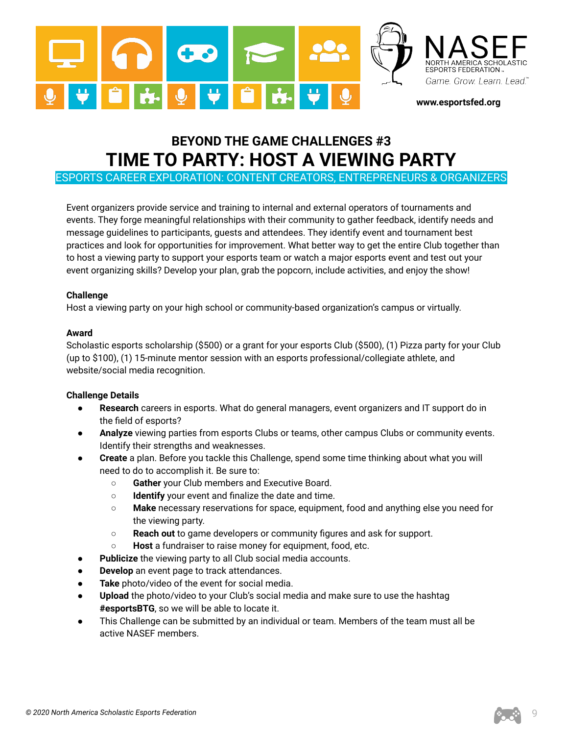# BEYOND THE GAME CHALLENGES #3

# TIME TO PARTY: HOST A VIEWING PARTY

ESPORTS CAREER EXPLORATION: CONTENT CREATORS, ENTREPRENEURS & ORGANIZERS

Event organizers provide service and training to internal and external operators of tournaments and events. They forge meaningful relationships with their community to gather feedback, identify needs and message guidelines to participants, guests and attendees. They identify event and tournament best practices and look for opportunities for improvement. What better way to get the entire Club together than to host a viewing party to support your esports team or watch a major esports event and test out your event organizing skills? Develop your plan, grab the popcorn, include activities, and enjoy the show!

**Challenge**

Host a viewing party on your high school or community-based organization's campus or virtually.

**Award**

Scholastic esports scholarship ($500) or a grant for your esports Club ($500), (1) Pizza party for your Club (up to $100), (1) 15-minute mentor session with an esports professional/collegiate athlete, and website/social media recognition.

**Challenge Details**

- **Research** careers in esports. What do general managers, event organizers and IT support do in the field of esports?
- **Analyze** viewing parties from esports Clubs or teams, other campus Clubs or community events. Identify their strengths and weaknesses.
- **Create** a plan. Before you tackle this Challenge, spend some time thinking about what you will need to do to accomplish it. Be sure to:
  - **Gather** your Club members and Executive Board.
  - **Identify** your event and finalize the date and time.
  - **Make** necessary reservations for space, equipment, food and anything else you need for the viewing party.
  - **Reach out** to game developers or community figures and ask for support.
  - **Host** a fundraiser to raise money for equipment, food, etc.
- **Publicize** the viewing party to all Club social media accounts.
- **Develop** an event page to track attendances.
- **Take** photo/video of the event for social media.
- **Upload** the photo/video to your Club's social media and make sure to use the hashtag **#esportsBTG**, so we will be able to locate it.
- This Challenge can be submitted by an individual or team. Members of the team must all be active NASEF members.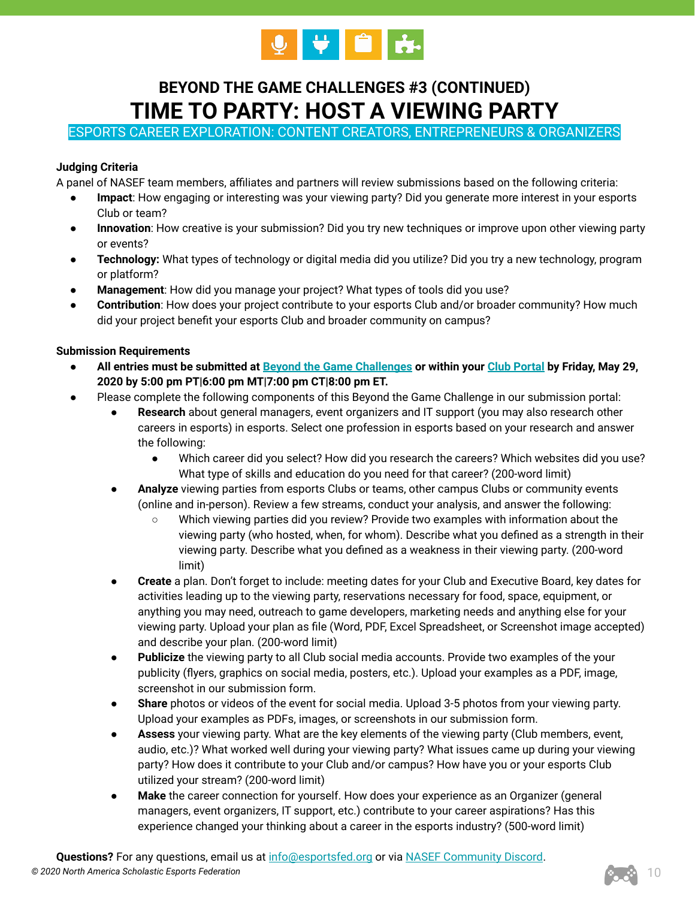## BEYOND THE GAME CHALLENGES #3 (CONTINUED)

# TIME TO PARTY: HOST A VIEWING PARTY

ESPORTS CAREER EXPLORATION: CONTENT CREATORS, ENTREPRENEURS & ORGANIZERS

**Judging Criteria**

A panel of NASEF team members, affiliates and partners will review submissions based on the following criteria:

- **Impact**: How engaging or interesting was your viewing party? Did you generate more interest in your esports Club or team?
- **Innovation**: How creative is your submission? Did you try new techniques or improve upon other viewing party or events?
- **Technology:** What types of technology or digital media did you utilize? Did you try a new technology, program or platform?
- **Management**: How did you manage your project? What types of tools did you use?
- **Contribution**: How does your project contribute to your esports Club and/or broader community? How much did your project benefit your esports Club and broader community on campus?

**Submission Requirements**

- **All entries must be submitted at Beyond the Game Challenges or within your Club Portal by Friday, May 29, 2020 by 5:00 pm PT|6:00 pm MT|7:00 pm CT|8:00 pm ET.**
- Please complete the following components of this Beyond the Game Challenge in our submission portal:
  - **Research** about general managers, event organizers and IT support (you may also research other careers in esports) in esports. Select one profession in esports based on your research and answer the following:
    - Which career did you select? How did you research the careers? Which websites did you use? What type of skills and education do you need for that career? (200-word limit)
  - **Analyze** viewing parties from esports Clubs or teams, other campus Clubs or community events (online and in-person). Review a few streams, conduct your analysis, and answer the following:
    - Which viewing parties did you review? Provide two examples with information about the viewing party (who hosted, when, for whom). Describe what you defined as a strength in their viewing party. Describe what you defined as a weakness in their viewing party. (200-word limit)
  - **Create** a plan. Don't forget to include: meeting dates for your Club and Executive Board, key dates for activities leading up to the viewing party, reservations necessary for food, space, equipment, or anything you may need, outreach to game developers, marketing needs and anything else for your viewing party. Upload your plan as file (Word, PDF, Excel Spreadsheet, or Screenshot image accepted) and describe your plan. (200-word limit)
  - **Publicize** the viewing party to all Club social media accounts. Provide two examples of the your publicity (flyers, graphics on social media, posters, etc.). Upload your examples as a PDF, image, screenshot in our submission form.
  - **Share** photos or videos of the event for social media. Upload 3-5 photos from your viewing party. Upload your examples as PDFs, images, or screenshots in our submission form.
  - **Assess** your viewing party. What are the key elements of the viewing party (Club members, event, audio, etc.)? What worked well during your viewing party? What issues came up during your viewing party? How does it contribute to your Club and/or campus? How have you or your esports Club utilized your stream? (200-word limit)
  - **Make** the career connection for yourself. How does your experience as an Organizer (general managers, event organizers, IT support, etc.) contribute to your career aspirations? Has this experience changed your thinking about a career in the esports industry? (500-word limit)

**Questions?** For any questions, email us at info@esportsfed.org or via NASEF Community Discord.

*© 2020 North America Scholastic Esports Federation*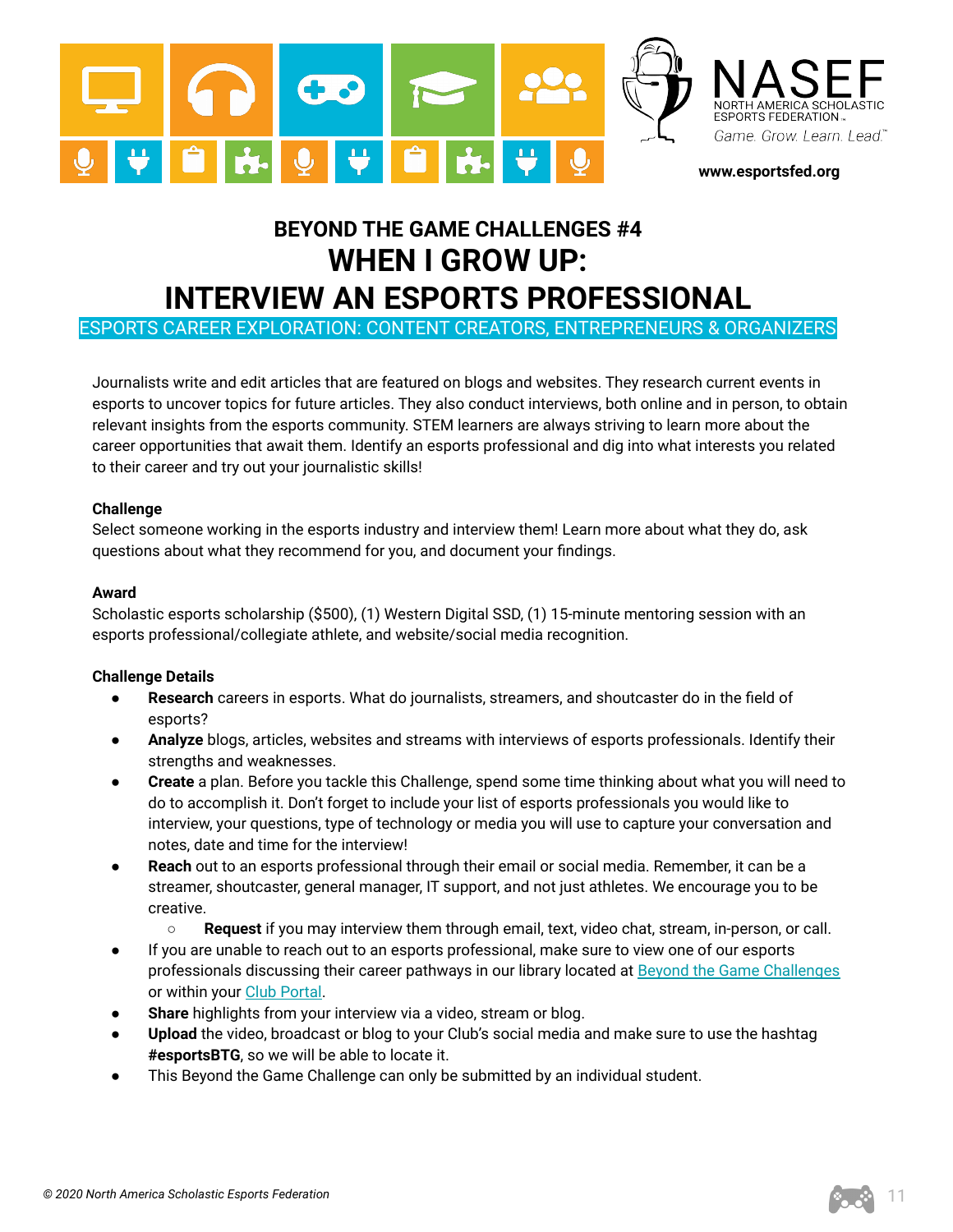# BEYOND THE GAME CHALLENGES #4
# WHEN I GROW UP: INTERVIEW AN ESPORTS PROFESSIONAL

ESPORTS CAREER EXPLORATION: CONTENT CREATORS, ENTREPRENEURS & ORGANIZERS

Journalists write and edit articles that are featured on blogs and websites. They research current events in esports to uncover topics for future articles. They also conduct interviews, both online and in person, to obtain relevant insights from the esports community. STEM learners are always striving to learn more about the career opportunities that await them. Identify an esports professional and dig into what interests you related to their career and try out your journalistic skills!

**Challenge**
Select someone working in the esports industry and interview them! Learn more about what they do, ask questions about what they recommend for you, and document your findings.

**Award**
Scholastic esports scholarship ($500), (1) Western Digital SSD, (1) 15-minute mentoring session with an esports professional/collegiate athlete, and website/social media recognition.

**Challenge Details**

- **Research** careers in esports. What do journalists, streamers, and shoutcaster do in the field of esports?
- **Analyze** blogs, articles, websites and streams with interviews of esports professionals. Identify their strengths and weaknesses.
- **Create** a plan. Before you tackle this Challenge, spend some time thinking about what you will need to do to accomplish it. Don't forget to include your list of esports professionals you would like to interview, your questions, type of technology or media you will use to capture your conversation and notes, date and time for the interview!
- **Reach** out to an esports professional through their email or social media. Remember, it can be a streamer, shoutcaster, general manager, IT support, and not just athletes. We encourage you to be creative.
  - **Request** if you may interview them through email, text, video chat, stream, in-person, or call.
- If you are unable to reach out to an esports professional, make sure to view one of our esports professionals discussing their career pathways in our library located at Beyond the Game Challenges or within your Club Portal.
- **Share** highlights from your interview via a video, stream or blog.
- **Upload** the video, broadcast or blog to your Club's social media and make sure to use the hashtag **#esportsBTG**, so we will be able to locate it.
- This Beyond the Game Challenge can only be submitted by an individual student.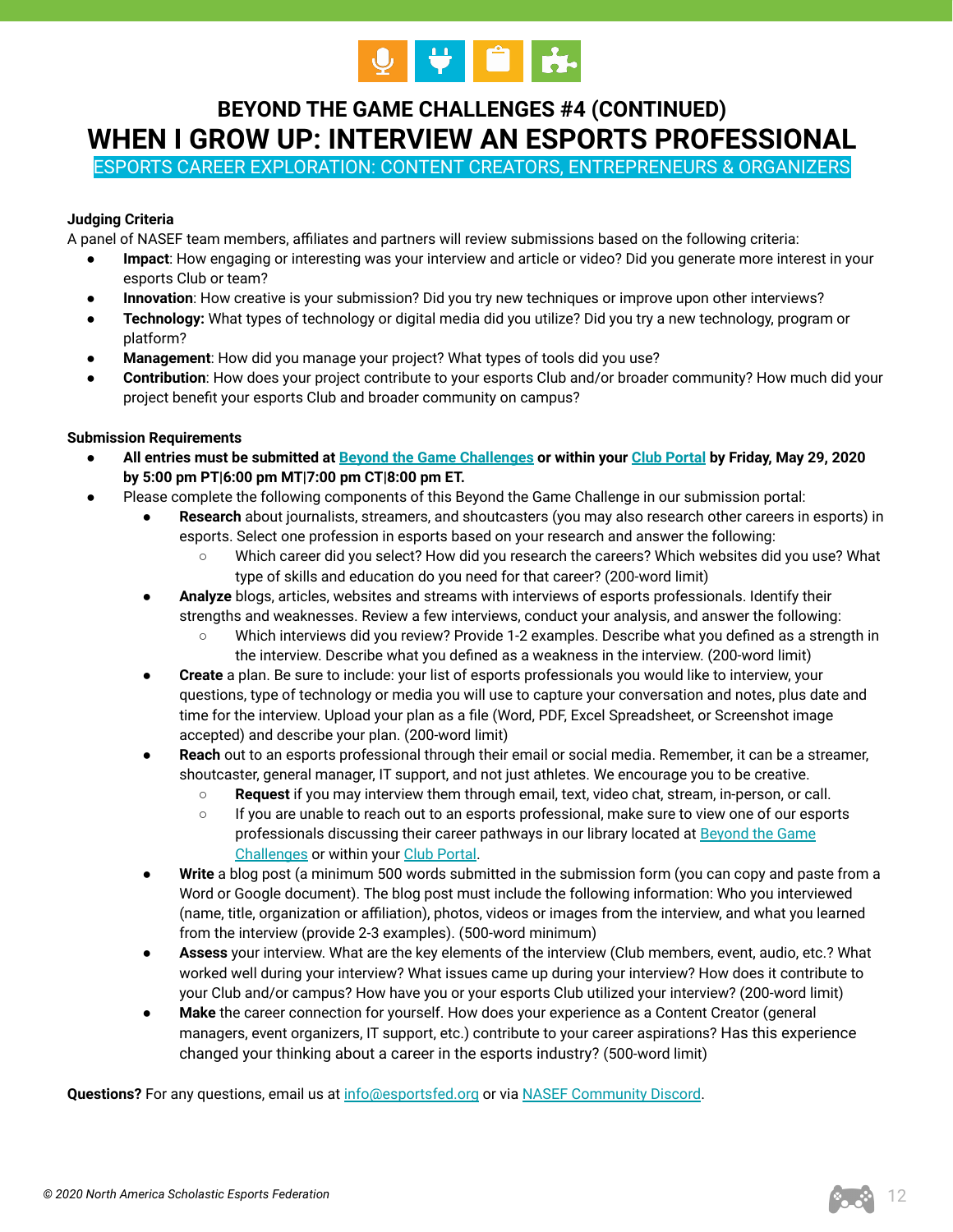### BEYOND THE GAME CHALLENGES #4 (CONTINUED)

# WHEN I GROW UP: INTERVIEW AN ESPORTS PROFESSIONAL

ESPORTS CAREER EXPLORATION: CONTENT CREATORS, ENTREPRENEURS & ORGANIZERS

**Judging Criteria**

A panel of NASEF team members, affiliates and partners will review submissions based on the following criteria:

- **Impact**: How engaging or interesting was your interview and article or video? Did you generate more interest in your esports Club or team?
- **Innovation**: How creative is your submission? Did you try new techniques or improve upon other interviews?
- **Technology:** What types of technology or digital media did you utilize? Did you try a new technology, program or platform?
- **Management**: How did you manage your project? What types of tools did you use?
- **Contribution**: How does your project contribute to your esports Club and/or broader community? How much did your project benefit your esports Club and broader community on campus?

**Submission Requirements**

- **All entries must be submitted at Beyond the Game Challenges or within your Club Portal by Friday, May 29, 2020 by 5:00 pm PT|6:00 pm MT|7:00 pm CT|8:00 pm ET.**
- Please complete the following components of this Beyond the Game Challenge in our submission portal:
  - **Research** about journalists, streamers, and shoutcasters (you may also research other careers in esports) in esports. Select one profession in esports based on your research and answer the following:
    - Which career did you select? How did you research the careers? Which websites did you use? What type of skills and education do you need for that career? (200-word limit)
  - **Analyze** blogs, articles, websites and streams with interviews of esports professionals. Identify their strengths and weaknesses. Review a few interviews, conduct your analysis, and answer the following:
    - Which interviews did you review? Provide 1-2 examples. Describe what you defined as a strength in the interview. Describe what you defined as a weakness in the interview. (200-word limit)
  - **Create** a plan. Be sure to include: your list of esports professionals you would like to interview, your questions, type of technology or media you will use to capture your conversation and notes, plus date and time for the interview. Upload your plan as a file (Word, PDF, Excel Spreadsheet, or Screenshot image accepted) and describe your plan. (200-word limit)
  - **Reach** out to an esports professional through their email or social media. Remember, it can be a streamer, shoutcaster, general manager, IT support, and not just athletes. We encourage you to be creative.
    - **Request** if you may interview them through email, text, video chat, stream, in-person, or call.
    - If you are unable to reach out to an esports professional, make sure to view one of our esports professionals discussing their career pathways in our library located at Beyond the Game Challenges or within your Club Portal.
  - **Write** a blog post (a minimum 500 words submitted in the submission form (you can copy and paste from a Word or Google document). The blog post must include the following information: Who you interviewed (name, title, organization or affiliation), photos, videos or images from the interview, and what you learned from the interview (provide 2-3 examples). (500-word minimum)
  - **Assess** your interview. What are the key elements of the interview (Club members, event, audio, etc.? What worked well during your interview? What issues came up during your interview? How does it contribute to your Club and/or campus? How have you or your esports Club utilized your interview? (200-word limit)
  - **Make** the career connection for yourself. How does your experience as a Content Creator (general managers, event organizers, IT support, etc.) contribute to your career aspirations? Has this experience changed your thinking about a career in the esports industry? (500-word limit)

**Questions?** For any questions, email us at info@esportsfed.org or via NASEF Community Discord.

*© 2020 North America Scholastic Esports Federation*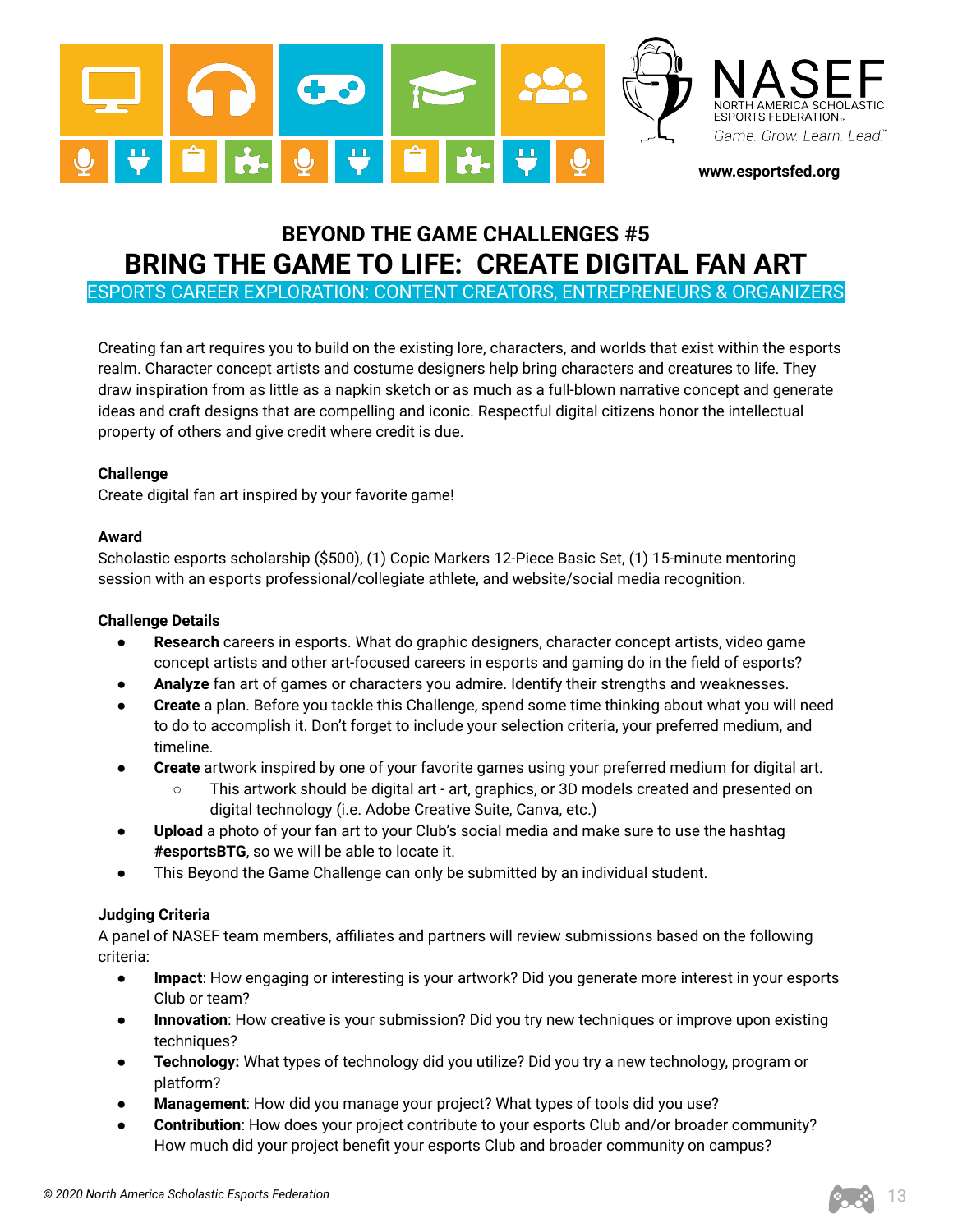## BEYOND THE GAME CHALLENGES #5

# BRING THE GAME TO LIFE: CREATE DIGITAL FAN ART

ESPORTS CAREER EXPLORATION: CONTENT CREATORS, ENTREPRENEURS & ORGANIZERS

Creating fan art requires you to build on the existing lore, characters, and worlds that exist within the esports realm. Character concept artists and costume designers help bring characters and creatures to life. They draw inspiration from as little as a napkin sketch or as much as a full-blown narrative concept and generate ideas and craft designs that are compelling and iconic. Respectful digital citizens honor the intellectual property of others and give credit where credit is due.

**Challenge**

Create digital fan art inspired by your favorite game!

**Award**

Scholastic esports scholarship ($500), (1) Copic Markers 12-Piece Basic Set, (1) 15-minute mentoring session with an esports professional/collegiate athlete, and website/social media recognition.

**Challenge Details**

- **Research** careers in esports. What do graphic designers, character concept artists, video game concept artists and other art-focused careers in esports and gaming do in the field of esports?
- **Analyze** fan art of games or characters you admire. Identify their strengths and weaknesses.
- **Create** a plan. Before you tackle this Challenge, spend some time thinking about what you will need to do to accomplish it. Don't forget to include your selection criteria, your preferred medium, and timeline.
- **Create** artwork inspired by one of your favorite games using your preferred medium for digital art.
  - This artwork should be digital art - art, graphics, or 3D models created and presented on digital technology (i.e. Adobe Creative Suite, Canva, etc.)
- **Upload** a photo of your fan art to your Club's social media and make sure to use the hashtag **#esportsBTG**, so we will be able to locate it.
- This Beyond the Game Challenge can only be submitted by an individual student.

**Judging Criteria**

A panel of NASEF team members, affiliates and partners will review submissions based on the following criteria:

- **Impact**: How engaging or interesting is your artwork? Did you generate more interest in your esports Club or team?
- **Innovation**: How creative is your submission? Did you try new techniques or improve upon existing techniques?
- **Technology:** What types of technology did you utilize? Did you try a new technology, program or platform?
- **Management**: How did you manage your project? What types of tools did you use?
- **Contribution**: How does your project contribute to your esports Club and/or broader community? How much did your project benefit your esports Club and broader community on campus?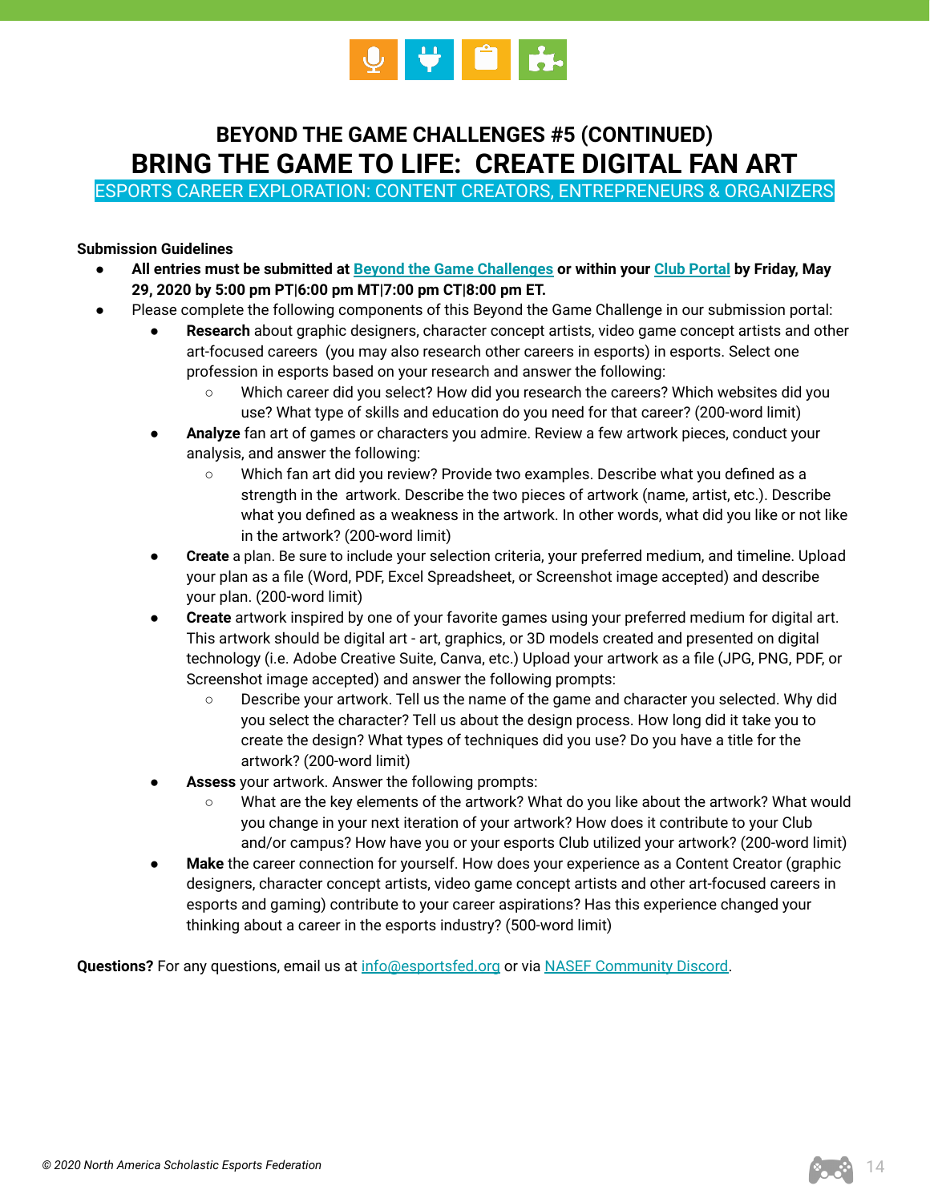## BEYOND THE GAME CHALLENGES #5 (CONTINUED)

# BRING THE GAME TO LIFE: CREATE DIGITAL FAN ART

ESPORTS CAREER EXPLORATION: CONTENT CREATORS, ENTREPRENEURS & ORGANIZERS

**Submission Guidelines**

- **All entries must be submitted at Beyond the Game Challenges or within your Club Portal by Friday, May 29, 2020 by 5:00 pm PT|6:00 pm MT|7:00 pm CT|8:00 pm ET.**
- Please complete the following components of this Beyond the Game Challenge in our submission portal:
  - **Research** about graphic designers, character concept artists, video game concept artists and other art-focused careers (you may also research other careers in esports) in esports. Select one profession in esports based on your research and answer the following:
    - Which career did you select? How did you research the careers? Which websites did you use? What type of skills and education do you need for that career? (200-word limit)
  - **Analyze** fan art of games or characters you admire. Review a few artwork pieces, conduct your analysis, and answer the following:
    - Which fan art did you review? Provide two examples. Describe what you defined as a strength in the artwork. Describe the two pieces of artwork (name, artist, etc.). Describe what you defined as a weakness in the artwork. In other words, what did you like or not like in the artwork? (200-word limit)
  - **Create** a plan. Be sure to include your selection criteria, your preferred medium, and timeline. Upload your plan as a file (Word, PDF, Excel Spreadsheet, or Screenshot image accepted) and describe your plan. (200-word limit)
  - **Create** artwork inspired by one of your favorite games using your preferred medium for digital art. This artwork should be digital art - art, graphics, or 3D models created and presented on digital technology (i.e. Adobe Creative Suite, Canva, etc.) Upload your artwork as a file (JPG, PNG, PDF, or Screenshot image accepted) and answer the following prompts:
    - Describe your artwork. Tell us the name of the game and character you selected. Why did you select the character? Tell us about the design process. How long did it take you to create the design? What types of techniques did you use? Do you have a title for the artwork? (200-word limit)
  - **Assess** your artwork. Answer the following prompts:
    - What are the key elements of the artwork? What do you like about the artwork? What would you change in your next iteration of your artwork? How does it contribute to your Club and/or campus? How have you or your esports Club utilized your artwork? (200-word limit)
  - **Make** the career connection for yourself. How does your experience as a Content Creator (graphic designers, character concept artists, video game concept artists and other art-focused careers in esports and gaming) contribute to your career aspirations? Has this experience changed your thinking about a career in the esports industry? (500-word limit)

**Questions?** For any questions, email us at info@esportsfed.org or via NASEF Community Discord.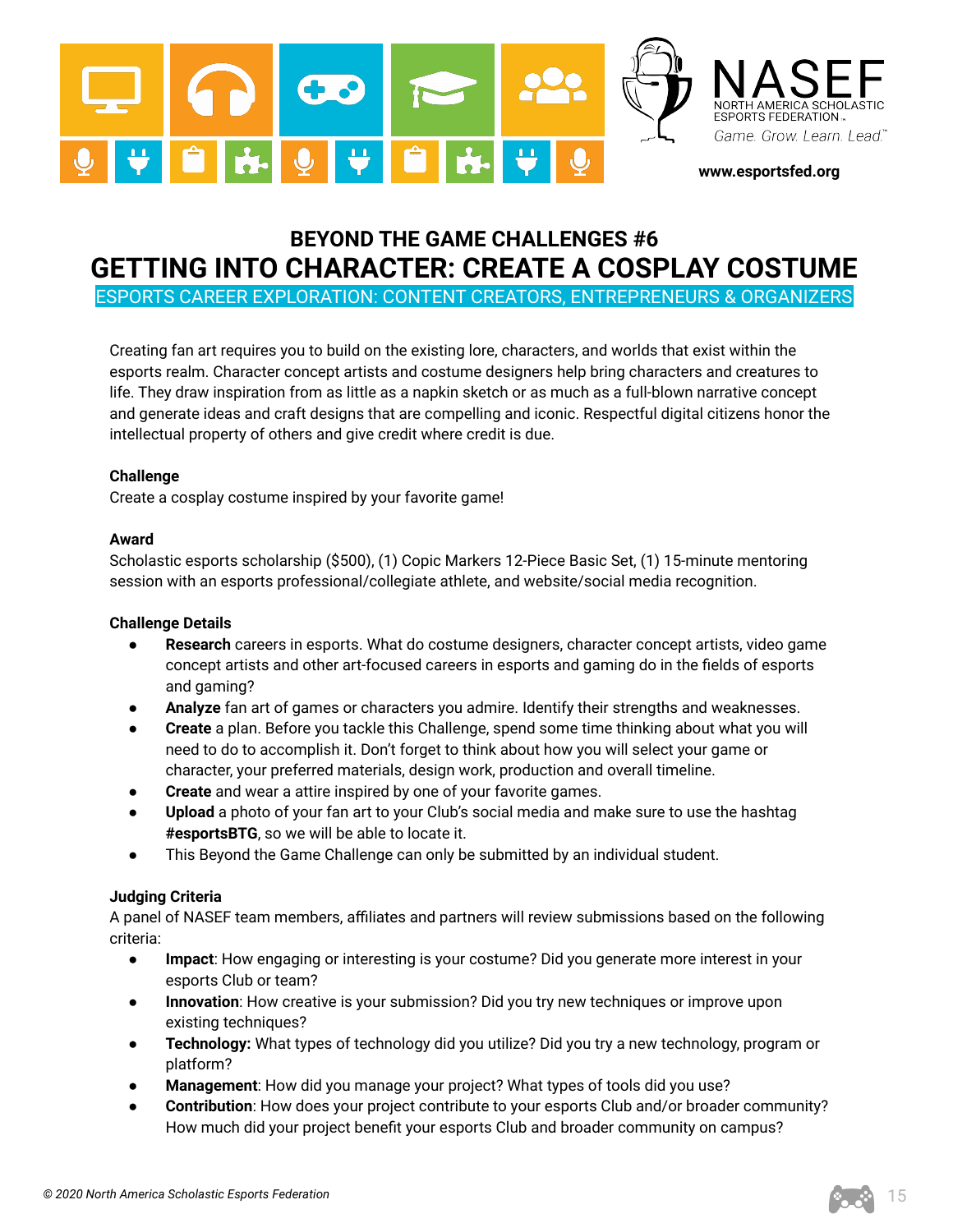## BEYOND THE GAME CHALLENGES #6

# GETTING INTO CHARACTER: CREATE A COSPLAY COSTUME

ESPORTS CAREER EXPLORATION: CONTENT CREATORS, ENTREPRENEURS & ORGANIZERS

Creating fan art requires you to build on the existing lore, characters, and worlds that exist within the esports realm. Character concept artists and costume designers help bring characters and creatures to life. They draw inspiration from as little as a napkin sketch or as much as a full-blown narrative concept and generate ideas and craft designs that are compelling and iconic. Respectful digital citizens honor the intellectual property of others and give credit where credit is due.

**Challenge**
Create a cosplay costume inspired by your favorite game!

**Award**
Scholastic esports scholarship ($500), (1) Copic Markers 12-Piece Basic Set, (1) 15-minute mentoring session with an esports professional/collegiate athlete, and website/social media recognition.

**Challenge Details**

- **Research** careers in esports. What do costume designers, character concept artists, video game concept artists and other art-focused careers in esports and gaming do in the fields of esports and gaming?
- **Analyze** fan art of games or characters you admire. Identify their strengths and weaknesses.
- **Create** a plan. Before you tackle this Challenge, spend some time thinking about what you will need to do to accomplish it. Don't forget to think about how you will select your game or character, your preferred materials, design work, production and overall timeline.
- **Create** and wear a attire inspired by one of your favorite games.
- **Upload** a photo of your fan art to your Club's social media and make sure to use the hashtag **#esportsBTG**, so we will be able to locate it.
- This Beyond the Game Challenge can only be submitted by an individual student.

**Judging Criteria**
A panel of NASEF team members, affiliates and partners will review submissions based on the following criteria:

- **Impact**: How engaging or interesting is your costume? Did you generate more interest in your esports Club or team?
- **Innovation**: How creative is your submission? Did you try new techniques or improve upon existing techniques?
- **Technology:** What types of technology did you utilize? Did you try a new technology, program or platform?
- **Management**: How did you manage your project? What types of tools did you use?
- **Contribution**: How does your project contribute to your esports Club and/or broader community? How much did your project benefit your esports Club and broader community on campus?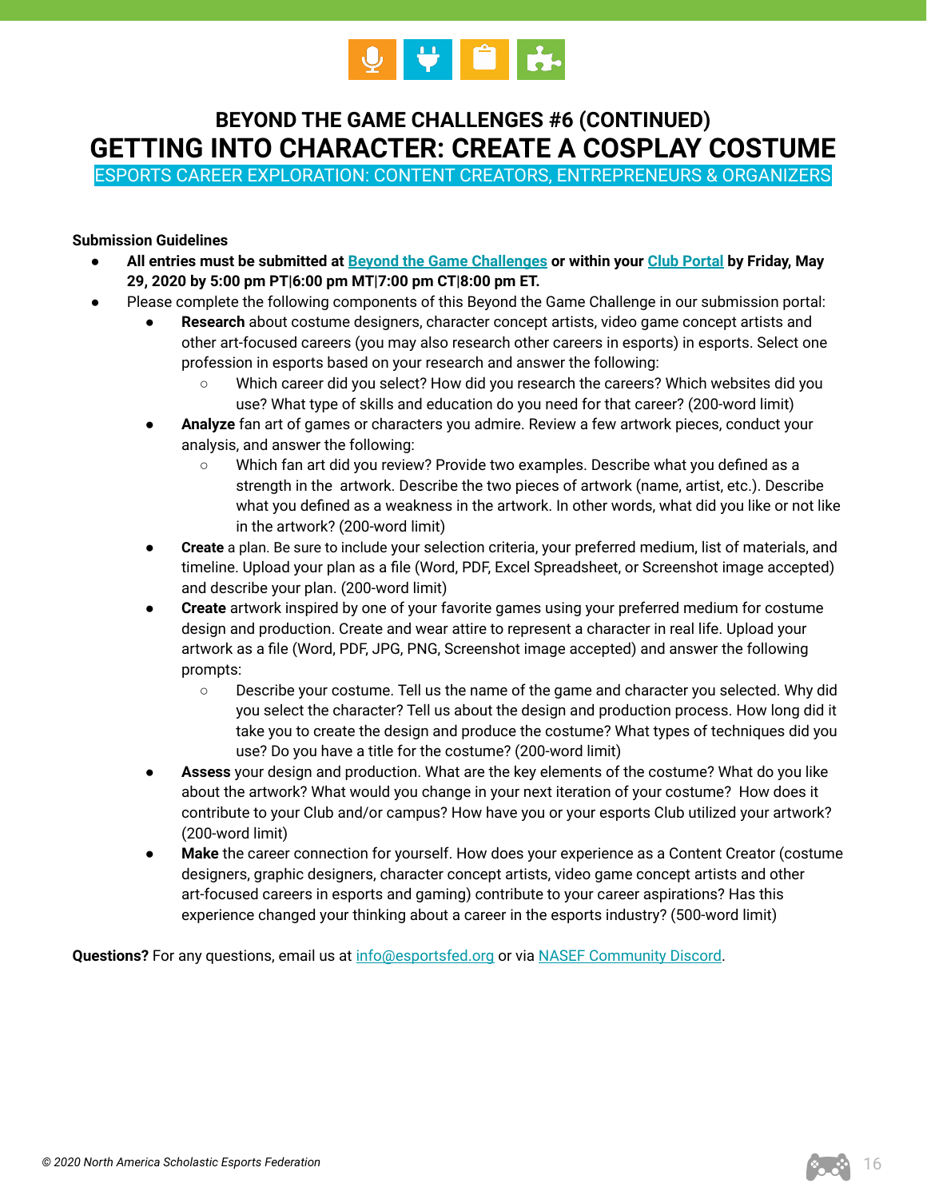### BEYOND THE GAME CHALLENGES #6 (CONTINUED)

# GETTING INTO CHARACTER: CREATE A COSPLAY COSTUME

ESPORTS CAREER EXPLORATION: CONTENT CREATORS, ENTREPRENEURS & ORGANIZERS

**Submission Guidelines**

- **All entries must be submitted at Beyond the Game Challenges or within your Club Portal by Friday, May 29, 2020 by 5:00 pm PT|6:00 pm MT|7:00 pm CT|8:00 pm ET.**
- Please complete the following components of this Beyond the Game Challenge in our submission portal:
    - **Research** about costume designers, character concept artists, video game concept artists and other art-focused careers (you may also research other careers in esports) in esports. Select one profession in esports based on your research and answer the following:
        - Which career did you select? How did you research the careers? Which websites did you use? What type of skills and education do you need for that career? (200-word limit)
    - **Analyze** fan art of games or characters you admire. Review a few artwork pieces, conduct your analysis, and answer the following:
        - Which fan art did you review? Provide two examples. Describe what you defined as a strength in the artwork. Describe the two pieces of artwork (name, artist, etc.). Describe what you defined as a weakness in the artwork. In other words, what did you like or not like in the artwork? (200-word limit)
    - **Create** a plan. Be sure to include your selection criteria, your preferred medium, list of materials, and timeline. Upload your plan as a file (Word, PDF, Excel Spreadsheet, or Screenshot image accepted) and describe your plan. (200-word limit)
    - **Create** artwork inspired by one of your favorite games using your preferred medium for costume design and production. Create and wear attire to represent a character in real life. Upload your artwork as a file (Word, PDF, JPG, PNG, Screenshot image accepted) and answer the following prompts:
        - Describe your costume. Tell us the name of the game and character you selected. Why did you select the character? Tell us about the design and production process. How long did it take you to create the design and produce the costume? What types of techniques did you use? Do you have a title for the costume? (200-word limit)
    - **Assess** your design and production. What are the key elements of the costume? What do you like about the artwork? What would you change in your next iteration of your costume? How does it contribute to your Club and/or campus? How have you or your esports Club utilized your artwork? (200-word limit)
    - **Make** the career connection for yourself. How does your experience as a Content Creator (costume designers, graphic designers, character concept artists, video game concept artists and other art-focused careers in esports and gaming) contribute to your career aspirations? Has this experience changed your thinking about a career in the esports industry? (500-word limit)

**Questions?** For any questions, email us at info@esportsfed.org or via NASEF Community Discord.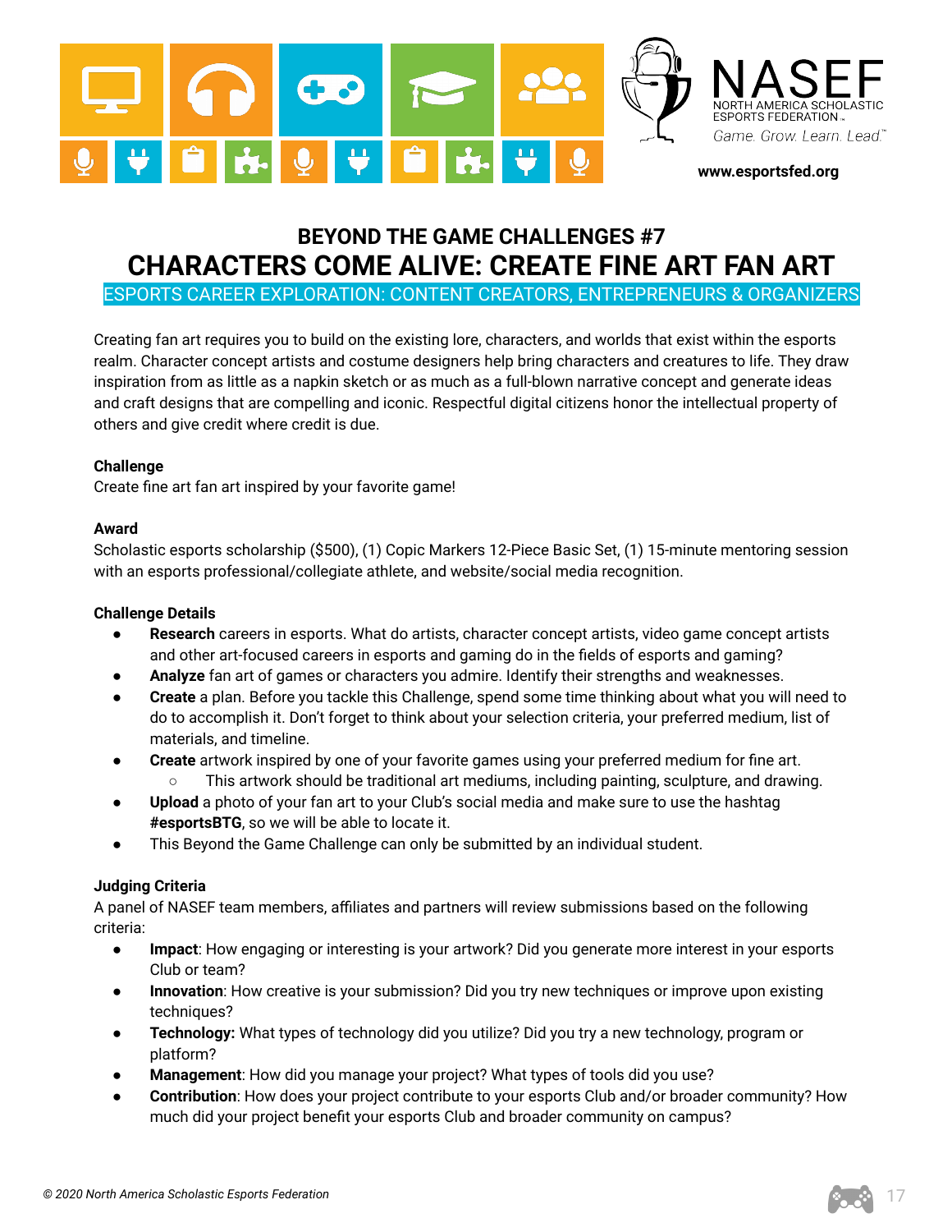## BEYOND THE GAME CHALLENGES #7

# CHARACTERS COME ALIVE: CREATE FINE ART FAN ART

ESPORTS CAREER EXPLORATION: CONTENT CREATORS, ENTREPRENEURS & ORGANIZERS

Creating fan art requires you to build on the existing lore, characters, and worlds that exist within the esports realm. Character concept artists and costume designers help bring characters and creatures to life. They draw inspiration from as little as a napkin sketch or as much as a full-blown narrative concept and generate ideas and craft designs that are compelling and iconic. Respectful digital citizens honor the intellectual property of others and give credit where credit is due.

**Challenge**

Create fine art fan art inspired by your favorite game!

**Award**

Scholastic esports scholarship ($500), (1) Copic Markers 12-Piece Basic Set, (1) 15-minute mentoring session with an esports professional/collegiate athlete, and website/social media recognition.

**Challenge Details**

- **Research** careers in esports. What do artists, character concept artists, video game concept artists and other art-focused careers in esports and gaming do in the fields of esports and gaming?
- **Analyze** fan art of games or characters you admire. Identify their strengths and weaknesses.
- **Create** a plan. Before you tackle this Challenge, spend some time thinking about what you will need to do to accomplish it. Don't forget to think about your selection criteria, your preferred medium, list of materials, and timeline.
- **Create** artwork inspired by one of your favorite games using your preferred medium for fine art.
    - This artwork should be traditional art mediums, including painting, sculpture, and drawing.
- **Upload** a photo of your fan art to your Club's social media and make sure to use the hashtag **#esportsBTG**, so we will be able to locate it.
- This Beyond the Game Challenge can only be submitted by an individual student.

**Judging Criteria**

A panel of NASEF team members, affiliates and partners will review submissions based on the following criteria:

- **Impact**: How engaging or interesting is your artwork? Did you generate more interest in your esports Club or team?
- **Innovation**: How creative is your submission? Did you try new techniques or improve upon existing techniques?
- **Technology:** What types of technology did you utilize? Did you try a new technology, program or platform?
- **Management**: How did you manage your project? What types of tools did you use?
- **Contribution**: How does your project contribute to your esports Club and/or broader community? How much did your project benefit your esports Club and broader community on campus?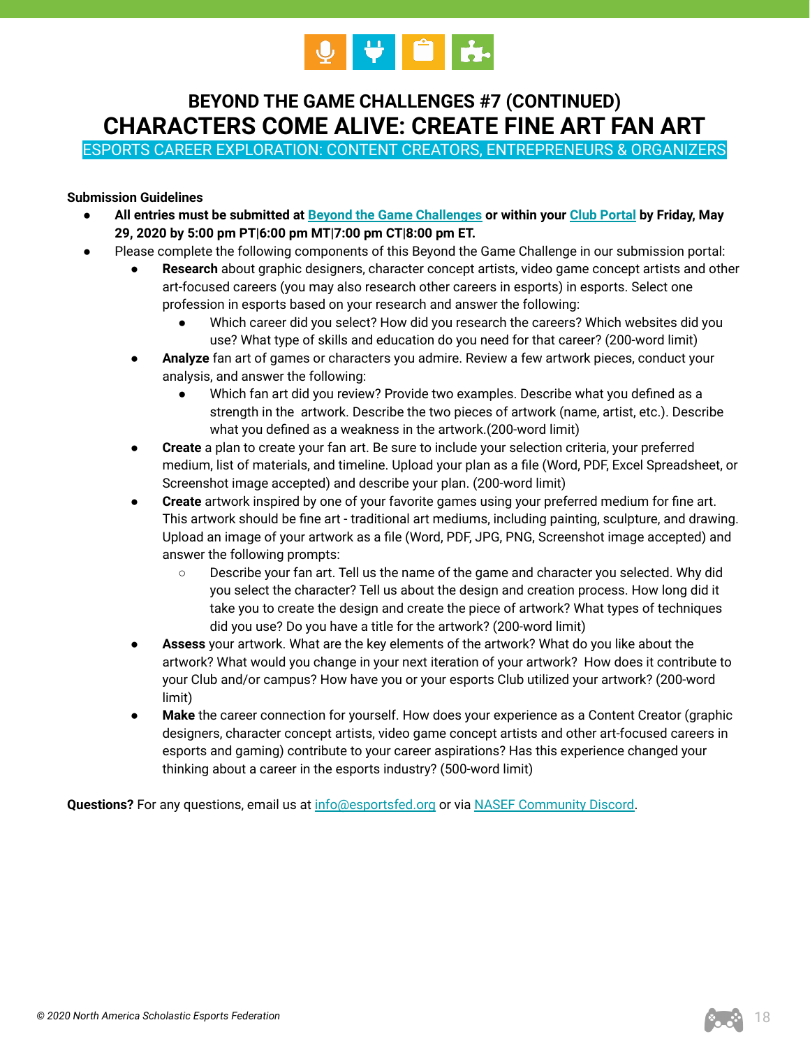# BEYOND THE GAME CHALLENGES #7 (CONTINUED)

# CHARACTERS COME ALIVE: CREATE FINE ART FAN ART

ESPORTS CAREER EXPLORATION: CONTENT CREATORS, ENTREPRENEURS & ORGANIZERS

**Submission Guidelines**

- **All entries must be submitted at Beyond the Game Challenges or within your Club Portal by Friday, May 29, 2020 by 5:00 pm PT|6:00 pm MT|7:00 pm CT|8:00 pm ET.**
- Please complete the following components of this Beyond the Game Challenge in our submission portal:
  - **Research** about graphic designers, character concept artists, video game concept artists and other art-focused careers (you may also research other careers in esports) in esports. Select one profession in esports based on your research and answer the following:
    - Which career did you select? How did you research the careers? Which websites did you use? What type of skills and education do you need for that career? (200-word limit)
  - **Analyze** fan art of games or characters you admire. Review a few artwork pieces, conduct your analysis, and answer the following:
    - Which fan art did you review? Provide two examples. Describe what you defined as a strength in the artwork. Describe the two pieces of artwork (name, artist, etc.). Describe what you defined as a weakness in the artwork.(200-word limit)
  - **Create** a plan to create your fan art. Be sure to include your selection criteria, your preferred medium, list of materials, and timeline. Upload your plan as a file (Word, PDF, Excel Spreadsheet, or Screenshot image accepted) and describe your plan. (200-word limit)
  - **Create** artwork inspired by one of your favorite games using your preferred medium for fine art. This artwork should be fine art - traditional art mediums, including painting, sculpture, and drawing. Upload an image of your artwork as a file (Word, PDF, JPG, PNG, Screenshot image accepted) and answer the following prompts:
    - Describe your fan art. Tell us the name of the game and character you selected. Why did you select the character? Tell us about the design and creation process. How long did it take you to create the design and create the piece of artwork? What types of techniques did you use? Do you have a title for the artwork? (200-word limit)
  - **Assess** your artwork. What are the key elements of the artwork? What do you like about the artwork? What would you change in your next iteration of your artwork? How does it contribute to your Club and/or campus? How have you or your esports Club utilized your artwork? (200-word limit)
  - **Make** the career connection for yourself. How does your experience as a Content Creator (graphic designers, character concept artists, video game concept artists and other art-focused careers in esports and gaming) contribute to your career aspirations? Has this experience changed your thinking about a career in the esports industry? (500-word limit)

**Questions?** For any questions, email us at info@esportsfed.org or via NASEF Community Discord.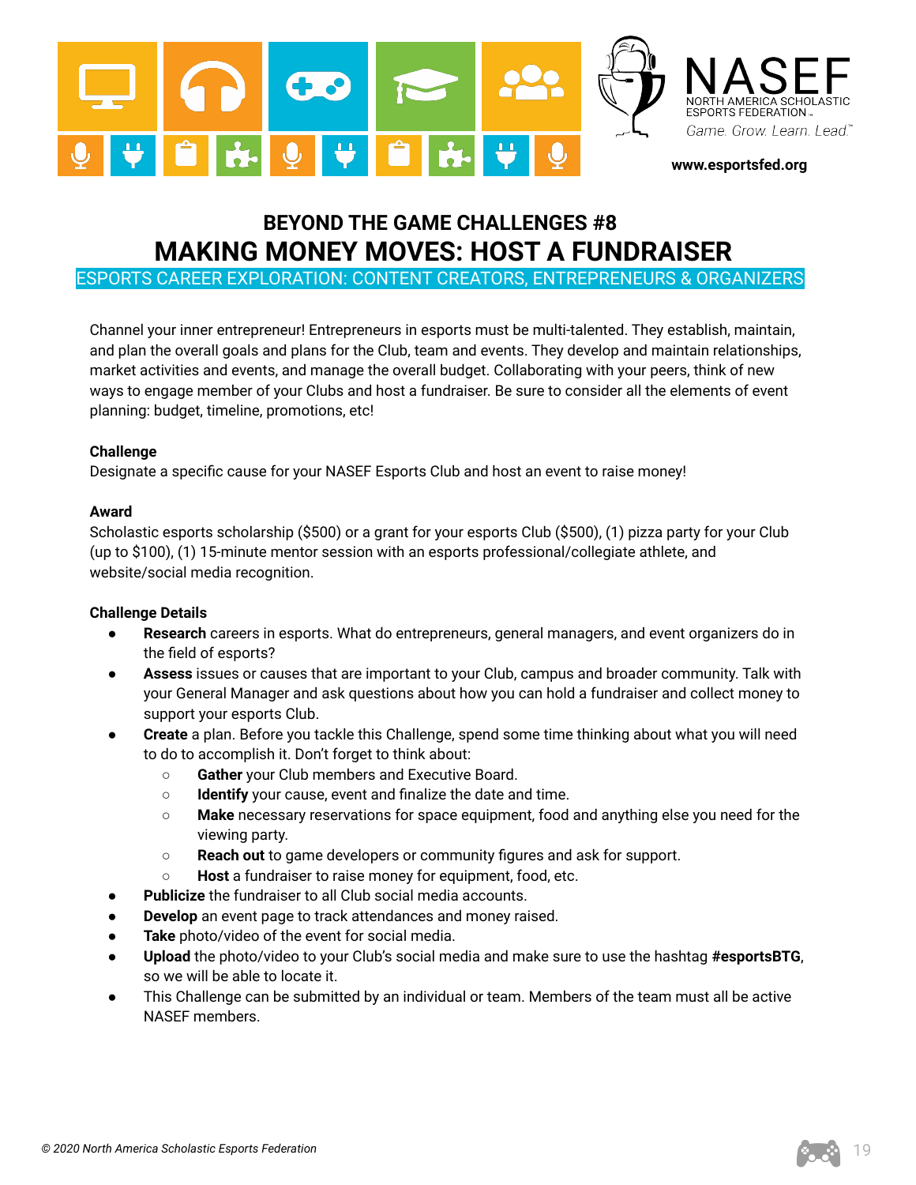## BEYOND THE GAME CHALLENGES #8

# MAKING MONEY MOVES: HOST A FUNDRAISER

ESPORTS CAREER EXPLORATION: CONTENT CREATORS, ENTREPRENEURS & ORGANIZERS

Channel your inner entrepreneur! Entrepreneurs in esports must be multi-talented. They establish, maintain, and plan the overall goals and plans for the Club, team and events. They develop and maintain relationships, market activities and events, and manage the overall budget. Collaborating with your peers, think of new ways to engage member of your Clubs and host a fundraiser. Be sure to consider all the elements of event planning: budget, timeline, promotions, etc!

**Challenge**

Designate a specific cause for your NASEF Esports Club and host an event to raise money!

**Award**

Scholastic esports scholarship ($500) or a grant for your esports Club ($500), (1) pizza party for your Club (up to $100), (1) 15-minute mentor session with an esports professional/collegiate athlete, and website/social media recognition.

**Challenge Details**

- **Research** careers in esports. What do entrepreneurs, general managers, and event organizers do in the field of esports?
- **Assess** issues or causes that are important to your Club, campus and broader community. Talk with your General Manager and ask questions about how you can hold a fundraiser and collect money to support your esports Club.
- **Create** a plan. Before you tackle this Challenge, spend some time thinking about what you will need to do to accomplish it. Don't forget to think about:
  - **Gather** your Club members and Executive Board.
  - **Identify** your cause, event and finalize the date and time.
  - **Make** necessary reservations for space equipment, food and anything else you need for the viewing party.
  - **Reach out** to game developers or community figures and ask for support.
  - **Host** a fundraiser to raise money for equipment, food, etc.
- **Publicize** the fundraiser to all Club social media accounts.
- **Develop** an event page to track attendances and money raised.
- **Take** photo/video of the event for social media.
- **Upload** the photo/video to your Club's social media and make sure to use the hashtag **#esportsBTG**, so we will be able to locate it.
- This Challenge can be submitted by an individual or team. Members of the team must all be active NASEF members.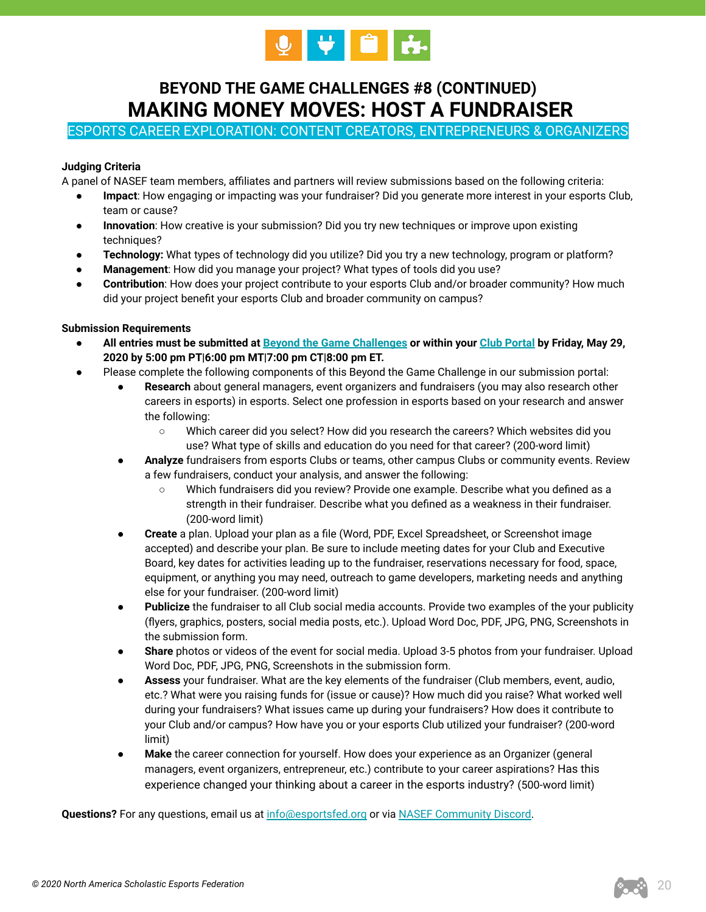# BEYOND THE GAME CHALLENGES #8 (CONTINUED)
# MAKING MONEY MOVES: HOST A FUNDRAISER

ESPORTS CAREER EXPLORATION: CONTENT CREATORS, ENTREPRENEURS & ORGANIZERS

**Judging Criteria**

A panel of NASEF team members, affiliates and partners will review submissions based on the following criteria:

- **Impact**: How engaging or impacting was your fundraiser? Did you generate more interest in your esports Club, team or cause?
- **Innovation**: How creative is your submission? Did you try new techniques or improve upon existing techniques?
- **Technology:** What types of technology did you utilize? Did you try a new technology, program or platform?
- **Management**: How did you manage your project? What types of tools did you use?
- **Contribution**: How does your project contribute to your esports Club and/or broader community? How much did your project benefit your esports Club and broader community on campus?

**Submission Requirements**

- **All entries must be submitted at Beyond the Game Challenges or within your Club Portal by Friday, May 29, 2020 by 5:00 pm PT|6:00 pm MT|7:00 pm CT|8:00 pm ET.**
- Please complete the following components of this Beyond the Game Challenge in our submission portal:
  - **Research** about general managers, event organizers and fundraisers (you may also research other careers in esports) in esports. Select one profession in esports based on your research and answer the following:
    - Which career did you select? How did you research the careers? Which websites did you use? What type of skills and education do you need for that career? (200-word limit)
  - **Analyze** fundraisers from esports Clubs or teams, other campus Clubs or community events. Review a few fundraisers, conduct your analysis, and answer the following:
    - Which fundraisers did you review? Provide one example. Describe what you defined as a strength in their fundraiser. Describe what you defined as a weakness in their fundraiser. (200-word limit)
  - **Create** a plan. Upload your plan as a file (Word, PDF, Excel Spreadsheet, or Screenshot image accepted) and describe your plan. Be sure to include meeting dates for your Club and Executive Board, key dates for activities leading up to the fundraiser, reservations necessary for food, space, equipment, or anything you may need, outreach to game developers, marketing needs and anything else for your fundraiser. (200-word limit)
  - **Publicize** the fundraiser to all Club social media accounts. Provide two examples of the your publicity (flyers, graphics, posters, social media posts, etc.). Upload Word Doc, PDF, JPG, PNG, Screenshots in the submission form.
  - **Share** photos or videos of the event for social media. Upload 3-5 photos from your fundraiser. Upload Word Doc, PDF, JPG, PNG, Screenshots in the submission form.
  - **Assess** your fundraiser. What are the key elements of the fundraiser (Club members, event, audio, etc.? What were you raising funds for (issue or cause)? How much did you raise? What worked well during your fundraisers? What issues came up during your fundraisers? How does it contribute to your Club and/or campus? How have you or your esports Club utilized your fundraiser? (200-word limit)
  - **Make** the career connection for yourself. How does your experience as an Organizer (general managers, event organizers, entrepreneur, etc.) contribute to your career aspirations? Has this experience changed your thinking about a career in the esports industry? (500-word limit)

**Questions?** For any questions, email us at info@esportsfed.org or via NASEF Community Discord.

*© 2020 North America Scholastic Esports Federation*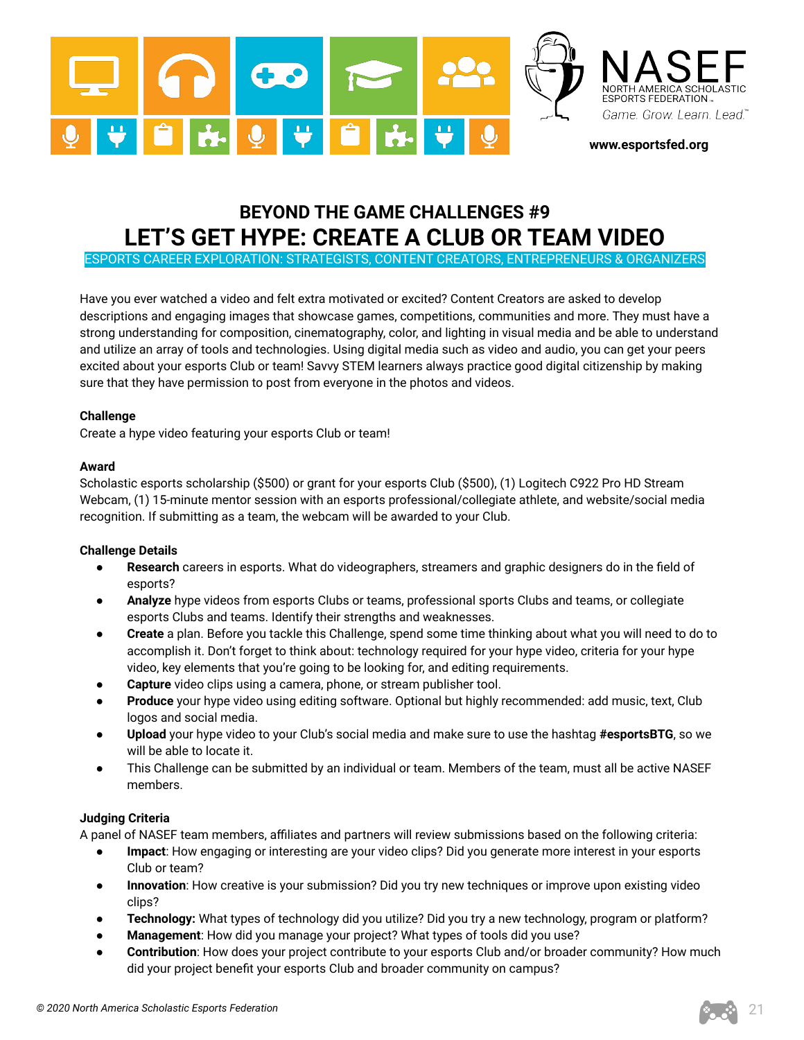NASEF
NORTH AMERICA SCHOLASTIC ESPORTS FEDERATION
Game. Grow. Learn. Lead.

www.esportsfed.org

## BEYOND THE GAME CHALLENGES #9

# LET'S GET HYPE: CREATE A CLUB OR TEAM VIDEO

ESPORTS CAREER EXPLORATION: STRATEGISTS, CONTENT CREATORS, ENTREPRENEURS & ORGANIZERS

Have you ever watched a video and felt extra motivated or excited? Content Creators are asked to develop descriptions and engaging images that showcase games, competitions, communities and more. They must have a strong understanding for composition, cinematography, color, and lighting in visual media and be able to understand and utilize an array of tools and technologies. Using digital media such as video and audio, you can get your peers excited about your esports Club or team! Savvy STEM learners always practice good digital citizenship by making sure that they have permission to post from everyone in the photos and videos.

**Challenge**

Create a hype video featuring your esports Club or team!

**Award**

Scholastic esports scholarship ($500) or grant for your esports Club ($500), (1) Logitech C922 Pro HD Stream Webcam, (1) 15-minute mentor session with an esports professional/collegiate athlete, and website/social media recognition. If submitting as a team, the webcam will be awarded to your Club.

**Challenge Details**

- **Research** careers in esports. What do videographers, streamers and graphic designers do in the field of esports?
- **Analyze** hype videos from esports Clubs or teams, professional sports Clubs and teams, or collegiate esports Clubs and teams. Identify their strengths and weaknesses.
- **Create** a plan. Before you tackle this Challenge, spend some time thinking about what you will need to do to accomplish it. Don't forget to think about: technology required for your hype video, criteria for your hype video, key elements that you're going to be looking for, and editing requirements.
- **Capture** video clips using a camera, phone, or stream publisher tool.
- **Produce** your hype video using editing software. Optional but highly recommended: add music, text, Club logos and social media.
- **Upload** your hype video to your Club's social media and make sure to use the hashtag **#esportsBTG**, so we will be able to locate it.
- This Challenge can be submitted by an individual or team. Members of the team, must all be active NASEF members.

**Judging Criteria**

A panel of NASEF team members, affiliates and partners will review submissions based on the following criteria:

- **Impact**: How engaging or interesting are your video clips? Did you generate more interest in your esports Club or team?
- **Innovation**: How creative is your submission? Did you try new techniques or improve upon existing video clips?
- **Technology:** What types of technology did you utilize? Did you try a new technology, program or platform?
- **Management**: How did you manage your project? What types of tools did you use?
- **Contribution**: How does your project contribute to your esports Club and/or broader community? How much did your project benefit your esports Club and broader community on campus?

*© 2020 North America Scholastic Esports Federation*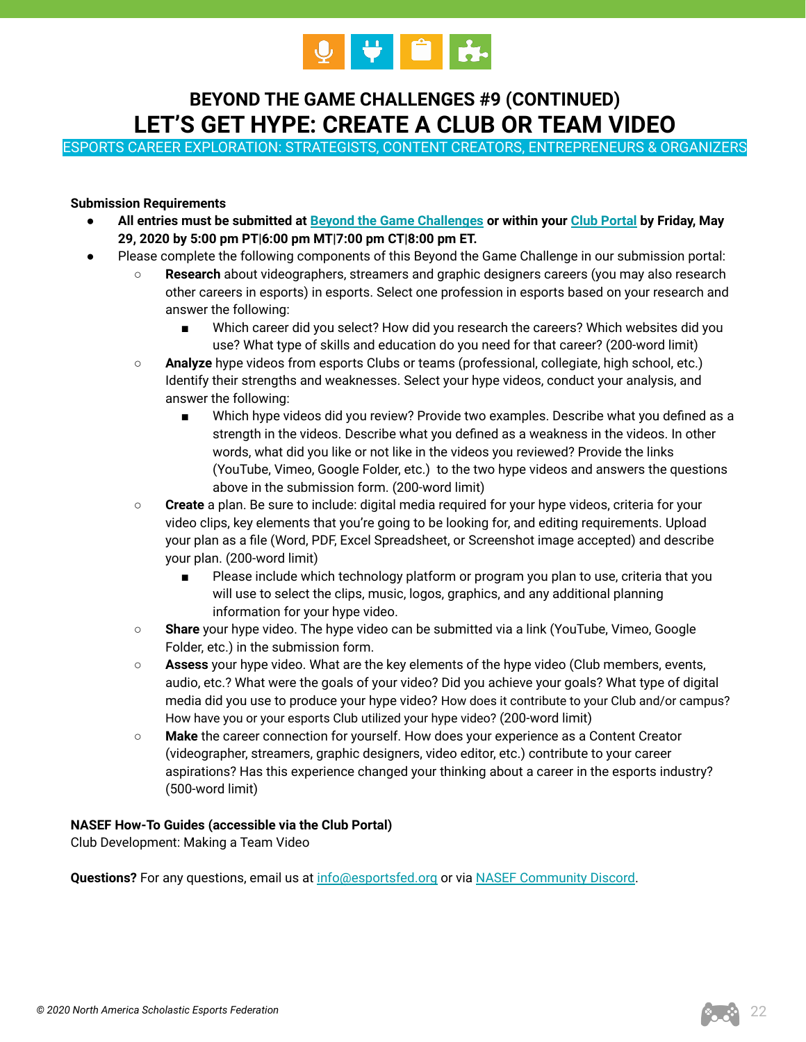## BEYOND THE GAME CHALLENGES #9 (CONTINUED)

# LET'S GET HYPE: CREATE A CLUB OR TEAM VIDEO

ESPORTS CAREER EXPLORATION: STRATEGISTS, CONTENT CREATORS, ENTREPRENEURS & ORGANIZERS

**Submission Requirements**

- **All entries must be submitted at Beyond the Game Challenges or within your Club Portal by Friday, May 29, 2020 by 5:00 pm PT|6:00 pm MT|7:00 pm CT|8:00 pm ET.**
- Please complete the following components of this Beyond the Game Challenge in our submission portal:
    - **Research** about videographers, streamers and graphic designers careers (you may also research other careers in esports) in esports. Select one profession in esports based on your research and answer the following:
        - Which career did you select? How did you research the careers? Which websites did you use? What type of skills and education do you need for that career? (200-word limit)
    - **Analyze** hype videos from esports Clubs or teams (professional, collegiate, high school, etc.) Identify their strengths and weaknesses. Select your hype videos, conduct your analysis, and answer the following:
        - Which hype videos did you review? Provide two examples. Describe what you defined as a strength in the videos. Describe what you defined as a weakness in the videos. In other words, what did you like or not like in the videos you reviewed? Provide the links (YouTube, Vimeo, Google Folder, etc.) to the two hype videos and answers the questions above in the submission form. (200-word limit)
    - **Create** a plan. Be sure to include: digital media required for your hype videos, criteria for your video clips, key elements that you're going to be looking for, and editing requirements. Upload your plan as a file (Word, PDF, Excel Spreadsheet, or Screenshot image accepted) and describe your plan. (200-word limit)
        - Please include which technology platform or program you plan to use, criteria that you will use to select the clips, music, logos, graphics, and any additional planning information for your hype video.
    - **Share** your hype video. The hype video can be submitted via a link (YouTube, Vimeo, Google Folder, etc.) in the submission form.
    - **Assess** your hype video. What are the key elements of the hype video (Club members, events, audio, etc.? What were the goals of your video? Did you achieve your goals? What type of digital media did you use to produce your hype video? How does it contribute to your Club and/or campus? How have you or your esports Club utilized your hype video? (200-word limit)
    - **Make** the career connection for yourself. How does your experience as a Content Creator (videographer, streamers, graphic designers, video editor, etc.) contribute to your career aspirations? Has this experience changed your thinking about a career in the esports industry? (500-word limit)

**NASEF How-To Guides (accessible via the Club Portal)**
Club Development: Making a Team Video

**Questions?** For any questions, email us at info@esportsfed.org or via NASEF Community Discord.

*© 2020 North America Scholastic Esports Federation*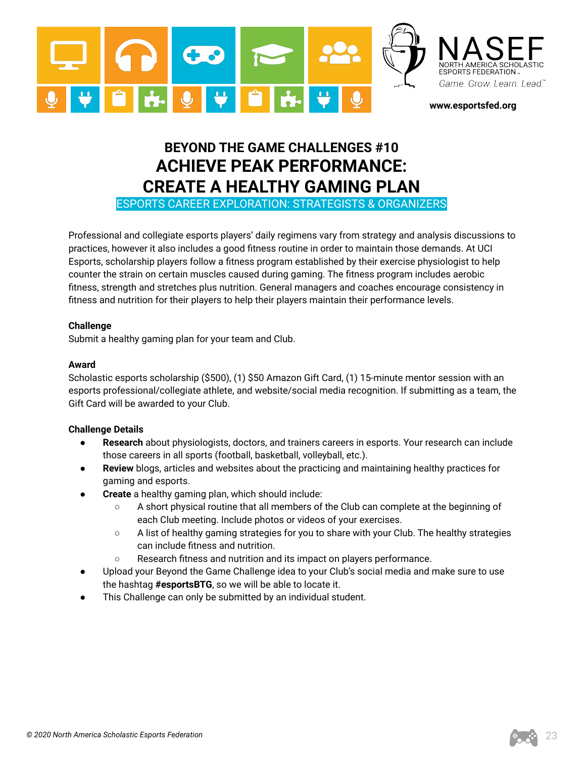NASEF
NORTH AMERICA SCHOLASTIC ESPORTS FEDERATION
Game. Grow. Learn. Lead.

**www.esportsfed.org**

# BEYOND THE GAME CHALLENGES #10
# ACHIEVE PEAK PERFORMANCE: CREATE A HEALTHY GAMING PLAN

ESPORTS CAREER EXPLORATION: STRATEGISTS & ORGANIZERS

Professional and collegiate esports players' daily regimens vary from strategy and analysis discussions to practices, however it also includes a good fitness routine in order to maintain those demands. At UCI Esports, scholarship players follow a fitness program established by their exercise physiologist to help counter the strain on certain muscles caused during gaming. The fitness program includes aerobic fitness, strength and stretches plus nutrition. General managers and coaches encourage consistency in fitness and nutrition for their players to help their players maintain their performance levels.

**Challenge**
Submit a healthy gaming plan for your team and Club.

**Award**
Scholastic esports scholarship ($500), (1) $50 Amazon Gift Card, (1) 15-minute mentor session with an esports professional/collegiate athlete, and website/social media recognition. If submitting as a team, the Gift Card will be awarded to your Club.

**Challenge Details**

- **Research** about physiologists, doctors, and trainers careers in esports. Your research can include those careers in all sports (football, basketball, volleyball, etc.).
- **Review** blogs, articles and websites about the practicing and maintaining healthy practices for gaming and esports.
- **Create** a healthy gaming plan, which should include:
  - A short physical routine that all members of the Club can complete at the beginning of each Club meeting. Include photos or videos of your exercises.
  - A list of healthy gaming strategies for you to share with your Club. The healthy strategies can include fitness and nutrition.
  - Research fitness and nutrition and its impact on players performance.
- Upload your Beyond the Game Challenge idea to your Club's social media and make sure to use the hashtag **#esportsBTG**, so we will be able to locate it.
- This Challenge can only be submitted by an individual student.

*© 2020 North America Scholastic Esports Federation*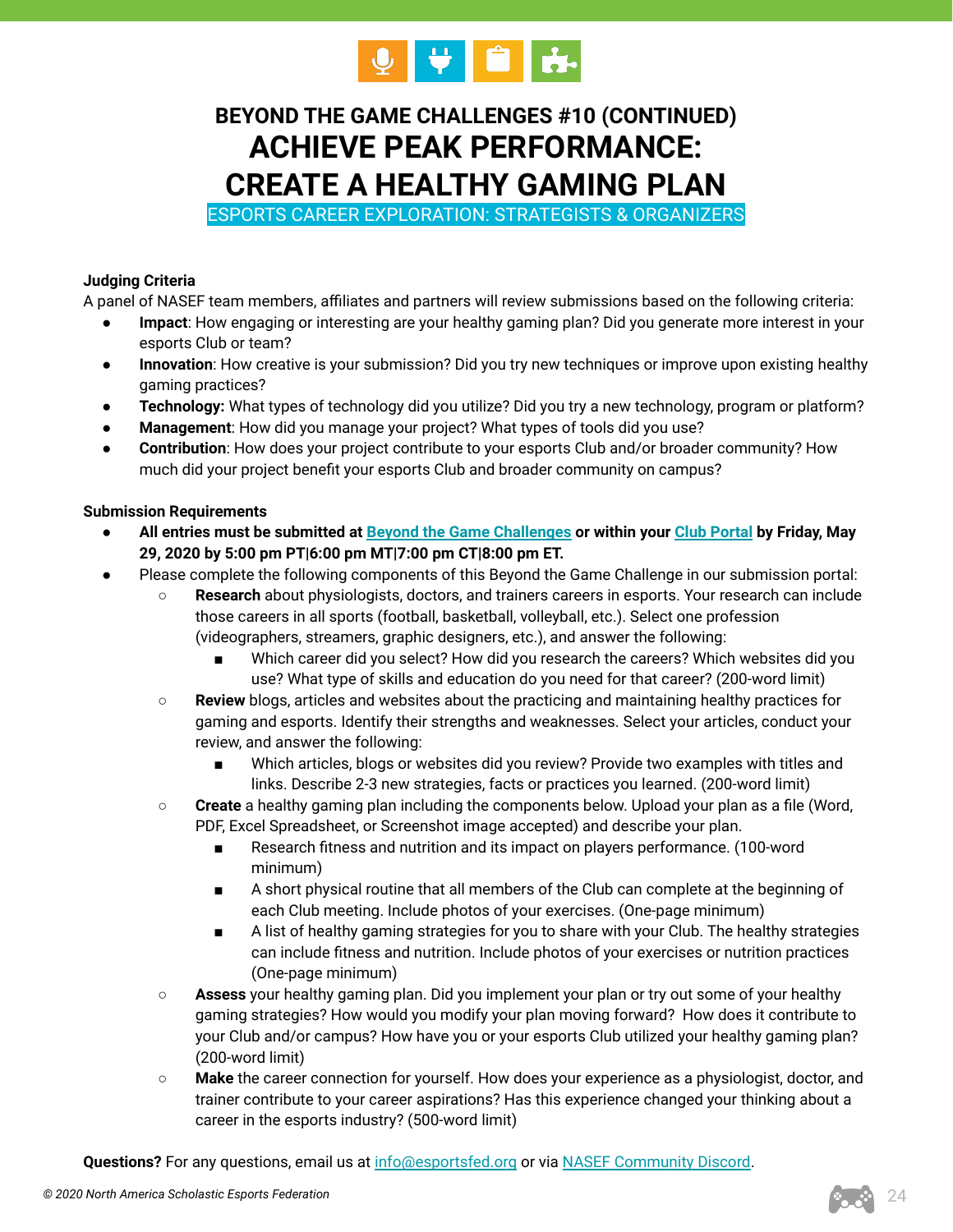## BEYOND THE GAME CHALLENGES #10 (CONTINUED)

# ACHIEVE PEAK PERFORMANCE: CREATE A HEALTHY GAMING PLAN

ESPORTS CAREER EXPLORATION: STRATEGISTS & ORGANIZERS

**Judging Criteria**

A panel of NASEF team members, affiliates and partners will review submissions based on the following criteria:

- **Impact**: How engaging or interesting are your healthy gaming plan? Did you generate more interest in your esports Club or team?
- **Innovation**: How creative is your submission? Did you try new techniques or improve upon existing healthy gaming practices?
- **Technology:** What types of technology did you utilize? Did you try a new technology, program or platform?
- **Management**: How did you manage your project? What types of tools did you use?
- **Contribution**: How does your project contribute to your esports Club and/or broader community? How much did your project benefit your esports Club and broader community on campus?

**Submission Requirements**

- **All entries must be submitted at [Beyond the Game Challenges] or within your [Club Portal] by Friday, May 29, 2020 by 5:00 pm PT|6:00 pm MT|7:00 pm CT|8:00 pm ET.**
- Please complete the following components of this Beyond the Game Challenge in our submission portal:
  - **Research** about physiologists, doctors, and trainers careers in esports. Your research can include those careers in all sports (football, basketball, volleyball, etc.). Select one profession (videographers, streamers, graphic designers, etc.), and answer the following:
    - Which career did you select? How did you research the careers? Which websites did you use? What type of skills and education do you need for that career? (200-word limit)
  - **Review** blogs, articles and websites about the practicing and maintaining healthy practices for gaming and esports. Identify their strengths and weaknesses. Select your articles, conduct your review, and answer the following:
    - Which articles, blogs or websites did you review? Provide two examples with titles and links. Describe 2-3 new strategies, facts or practices you learned. (200-word limit)
  - **Create** a healthy gaming plan including the components below. Upload your plan as a file (Word, PDF, Excel Spreadsheet, or Screenshot image accepted) and describe your plan.
    - Research fitness and nutrition and its impact on players performance. (100-word minimum)
    - A short physical routine that all members of the Club can complete at the beginning of each Club meeting. Include photos of your exercises. (One-page minimum)
    - A list of healthy gaming strategies for you to share with your Club. The healthy strategies can include fitness and nutrition. Include photos of your exercises or nutrition practices (One-page minimum)
  - **Assess** your healthy gaming plan. Did you implement your plan or try out some of your healthy gaming strategies? How would you modify your plan moving forward? How does it contribute to your Club and/or campus? How have you or your esports Club utilized your healthy gaming plan? (200-word limit)
  - **Make** the career connection for yourself. How does your experience as a physiologist, doctor, and trainer contribute to your career aspirations? Has this experience changed your thinking about a career in the esports industry? (500-word limit)

**Questions?** For any questions, email us at info@esportsfed.org or via [NASEF Community Discord].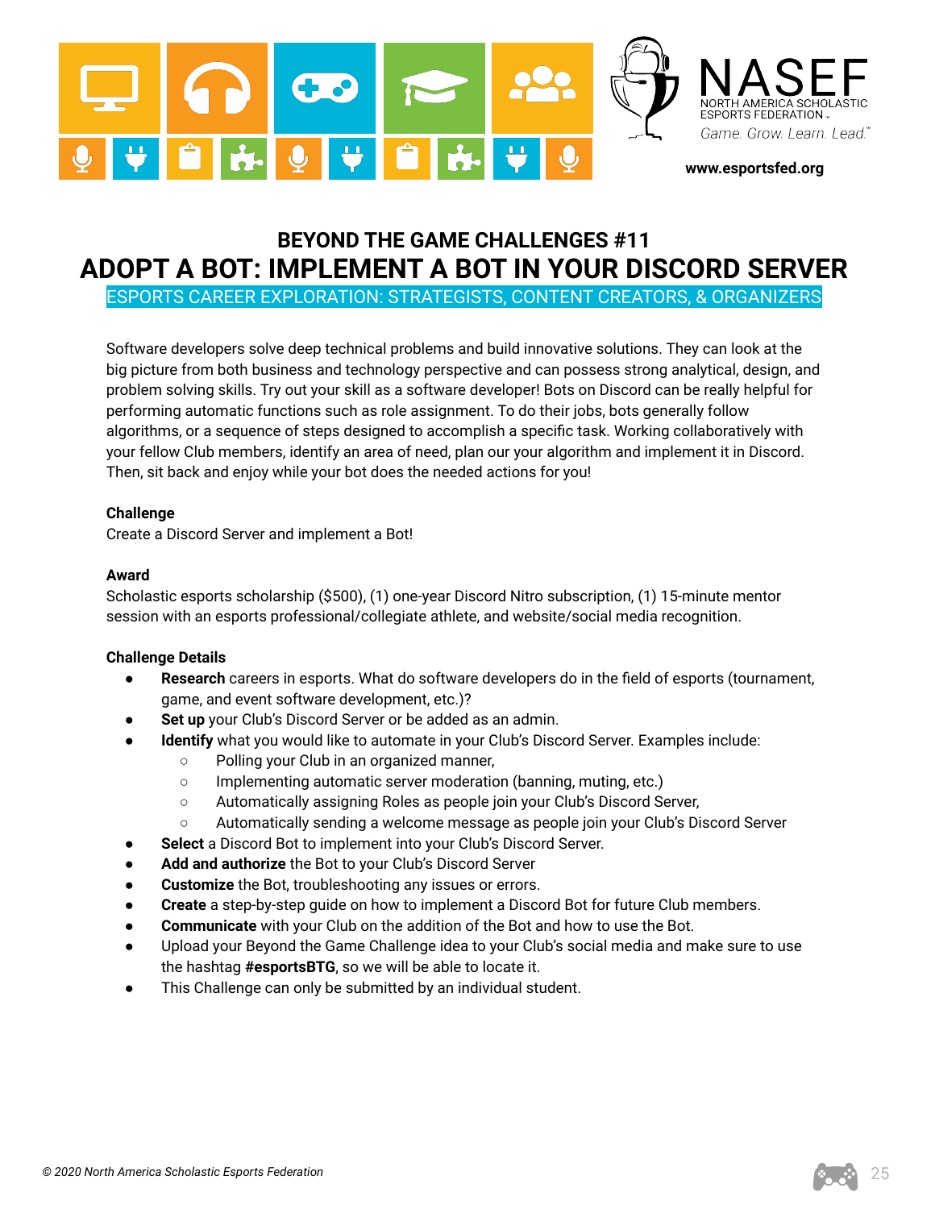## BEYOND THE GAME CHALLENGES #11

# ADOPT A BOT: IMPLEMENT A BOT IN YOUR DISCORD SERVER

ESPORTS CAREER EXPLORATION: STRATEGISTS, CONTENT CREATORS, & ORGANIZERS

Software developers solve deep technical problems and build innovative solutions. They can look at the big picture from both business and technology perspective and can possess strong analytical, design, and problem solving skills. Try out your skill as a software developer! Bots on Discord can be really helpful for performing automatic functions such as role assignment. To do their jobs, bots generally follow algorithms, or a sequence of steps designed to accomplish a specific task. Working collaboratively with your fellow Club members, identify an area of need, plan our your algorithm and implement it in Discord. Then, sit back and enjoy while your bot does the needed actions for you!

**Challenge**

Create a Discord Server and implement a Bot!

**Award**

Scholastic esports scholarship ($500), (1) one-year Discord Nitro subscription, (1) 15-minute mentor session with an esports professional/collegiate athlete, and website/social media recognition.

**Challenge Details**

- **Research** careers in esports. What do software developers do in the field of esports (tournament, game, and event software development, etc.)?
- **Set up** your Club's Discord Server or be added as an admin.
- **Identify** what you would like to automate in your Club's Discord Server. Examples include:
  - Polling your Club in an organized manner,
  - Implementing automatic server moderation (banning, muting, etc.)
  - Automatically assigning Roles as people join your Club's Discord Server,
  - Automatically sending a welcome message as people join your Club's Discord Server
- **Select** a Discord Bot to implement into your Club's Discord Server.
- **Add and authorize** the Bot to your Club's Discord Server
- **Customize** the Bot, troubleshooting any issues or errors.
- **Create** a step-by-step guide on how to implement a Discord Bot for future Club members.
- **Communicate** with your Club on the addition of the Bot and how to use the Bot.
- Upload your Beyond the Game Challenge idea to your Club's social media and make sure to use the hashtag **#esportsBTG**, so we will be able to locate it.
- This Challenge can only be submitted by an individual student.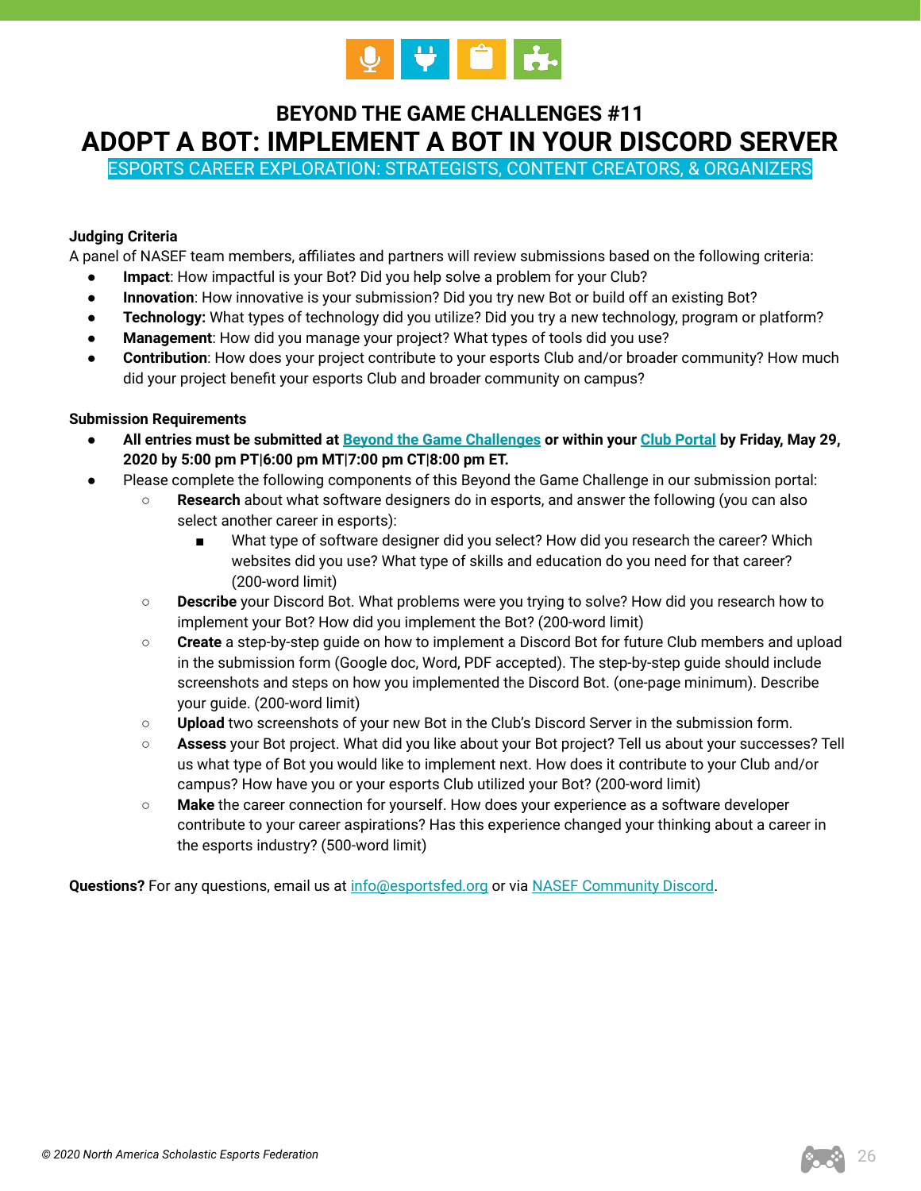## BEYOND THE GAME CHALLENGES #11

# ADOPT A BOT: IMPLEMENT A BOT IN YOUR DISCORD SERVER

ESPORTS CAREER EXPLORATION: STRATEGISTS, CONTENT CREATORS, & ORGANIZERS

**Judging Criteria**

A panel of NASEF team members, affiliates and partners will review submissions based on the following criteria:

- **Impact**: How impactful is your Bot? Did you help solve a problem for your Club?
- **Innovation**: How innovative is your submission? Did you try new Bot or build off an existing Bot?
- **Technology:** What types of technology did you utilize? Did you try a new technology, program or platform?
- **Management**: How did you manage your project? What types of tools did you use?
- **Contribution**: How does your project contribute to your esports Club and/or broader community? How much did your project benefit your esports Club and broader community on campus?

**Submission Requirements**

- **All entries must be submitted at [Beyond the Game Challenges](#) or within your [Club Portal](#) by Friday, May 29, 2020 by 5:00 pm PT|6:00 pm MT|7:00 pm CT|8:00 pm ET.**
- Please complete the following components of this Beyond the Game Challenge in our submission portal:
  - **Research** about what software designers do in esports, and answer the following (you can also select another career in esports):
    - What type of software designer did you select? How did you research the career? Which websites did you use? What type of skills and education do you need for that career? (200-word limit)
  - **Describe** your Discord Bot. What problems were you trying to solve? How did you research how to implement your Bot? How did you implement the Bot? (200-word limit)
  - **Create** a step-by-step guide on how to implement a Discord Bot for future Club members and upload in the submission form (Google doc, Word, PDF accepted). The step-by-step guide should include screenshots and steps on how you implemented the Discord Bot. (one-page minimum). Describe your guide. (200-word limit)
  - **Upload** two screenshots of your new Bot in the Club's Discord Server in the submission form.
  - **Assess** your Bot project. What did you like about your Bot project? Tell us about your successes? Tell us what type of Bot you would like to implement next. How does it contribute to your Club and/or campus? How have you or your esports Club utilized your Bot? (200-word limit)
  - **Make** the career connection for yourself. How does your experience as a software developer contribute to your career aspirations? Has this experience changed your thinking about a career in the esports industry? (500-word limit)

**Questions?** For any questions, email us at [info@esportsfed.org](mailto:info@esportsfed.org) or via [NASEF Community Discord](#).

*© 2020 North America Scholastic Esports Federation*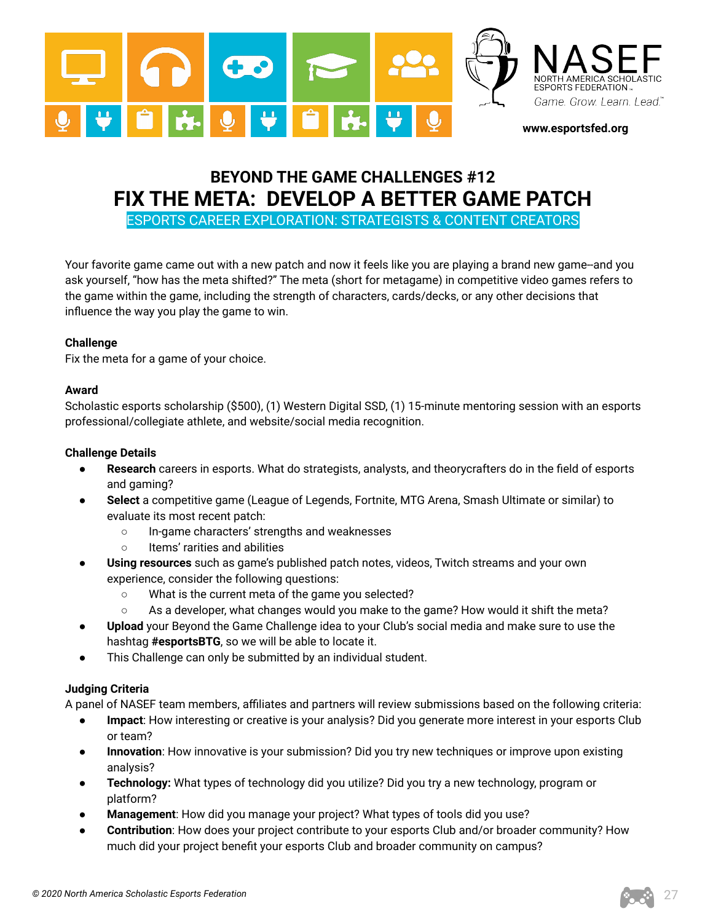# BEYOND THE GAME CHALLENGES #12

# FIX THE META: DEVELOP A BETTER GAME PATCH

## ESPORTS CAREER EXPLORATION: STRATEGISTS & CONTENT CREATORS

Your favorite game came out with a new patch and now it feels like you are playing a brand new game--and you ask yourself, "how has the meta shifted?" The meta (short for metagame) in competitive video games refers to the game within the game, including the strength of characters, cards/decks, or any other decisions that influence the way you play the game to win.

**Challenge**

Fix the meta for a game of your choice.

**Award**

Scholastic esports scholarship ($500), (1) Western Digital SSD, (1) 15-minute mentoring session with an esports professional/collegiate athlete, and website/social media recognition.

**Challenge Details**

- **Research** careers in esports. What do strategists, analysts, and theorycrafters do in the field of esports and gaming?
- **Select** a competitive game (League of Legends, Fortnite, MTG Arena, Smash Ultimate or similar) to evaluate its most recent patch:
  - In-game characters' strengths and weaknesses
  - Items' rarities and abilities
- **Using resources** such as game's published patch notes, videos, Twitch streams and your own experience, consider the following questions:
  - What is the current meta of the game you selected?
  - As a developer, what changes would you make to the game? How would it shift the meta?
- **Upload** your Beyond the Game Challenge idea to your Club's social media and make sure to use the hashtag **#esportsBTG**, so we will be able to locate it.
- This Challenge can only be submitted by an individual student.

**Judging Criteria**

A panel of NASEF team members, affiliates and partners will review submissions based on the following criteria:

- **Impact**: How interesting or creative is your analysis? Did you generate more interest in your esports Club or team?
- **Innovation**: How innovative is your submission? Did you try new techniques or improve upon existing analysis?
- **Technology:** What types of technology did you utilize? Did you try a new technology, program or platform?
- **Management**: How did you manage your project? What types of tools did you use?
- **Contribution**: How does your project contribute to your esports Club and/or broader community? How much did your project benefit your esports Club and broader community on campus?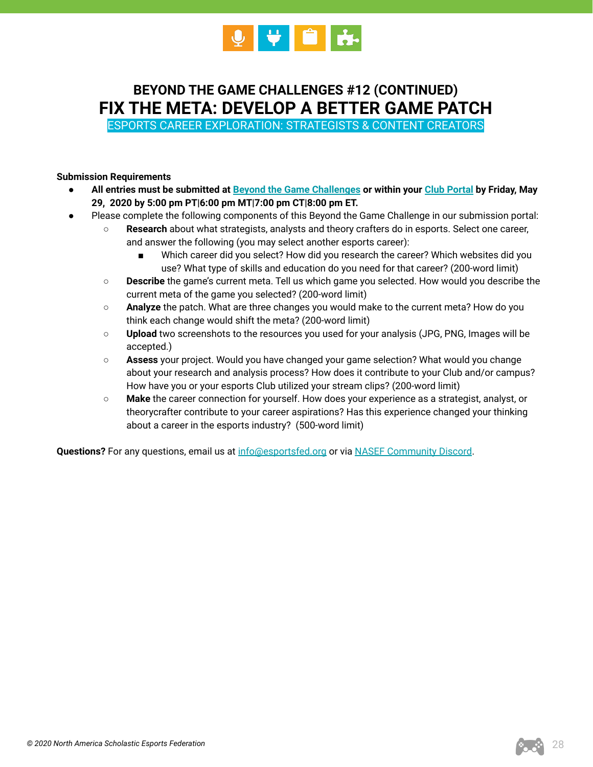## BEYOND THE GAME CHALLENGES #12 (CONTINUED)

# FIX THE META: DEVELOP A BETTER GAME PATCH

ESPORTS CAREER EXPLORATION: STRATEGISTS & CONTENT CREATORS

**Submission Requirements**

- **All entries must be submitted at Beyond the Game Challenges or within your Club Portal by Friday, May 29, 2020 by 5:00 pm PT|6:00 pm MT|7:00 pm CT|8:00 pm ET.**
- Please complete the following components of this Beyond the Game Challenge in our submission portal:
  - **Research** about what strategists, analysts and theory crafters do in esports. Select one career, and answer the following (you may select another esports career):
    - Which career did you select? How did you research the career? Which websites did you use? What type of skills and education do you need for that career? (200-word limit)
  - **Describe** the game's current meta. Tell us which game you selected. How would you describe the current meta of the game you selected? (200-word limit)
  - **Analyze** the patch. What are three changes you would make to the current meta? How do you think each change would shift the meta? (200-word limit)
  - **Upload** two screenshots to the resources you used for your analysis (JPG, PNG, Images will be accepted.)
  - **Assess** your project. Would you have changed your game selection? What would you change about your research and analysis process? How does it contribute to your Club and/or campus? How have you or your esports Club utilized your stream clips? (200-word limit)
  - **Make** the career connection for yourself. How does your experience as a strategist, analyst, or theorycrafter contribute to your career aspirations? Has this experience changed your thinking about a career in the esports industry? (500-word limit)

**Questions?** For any questions, email us at info@esportsfed.org or via NASEF Community Discord.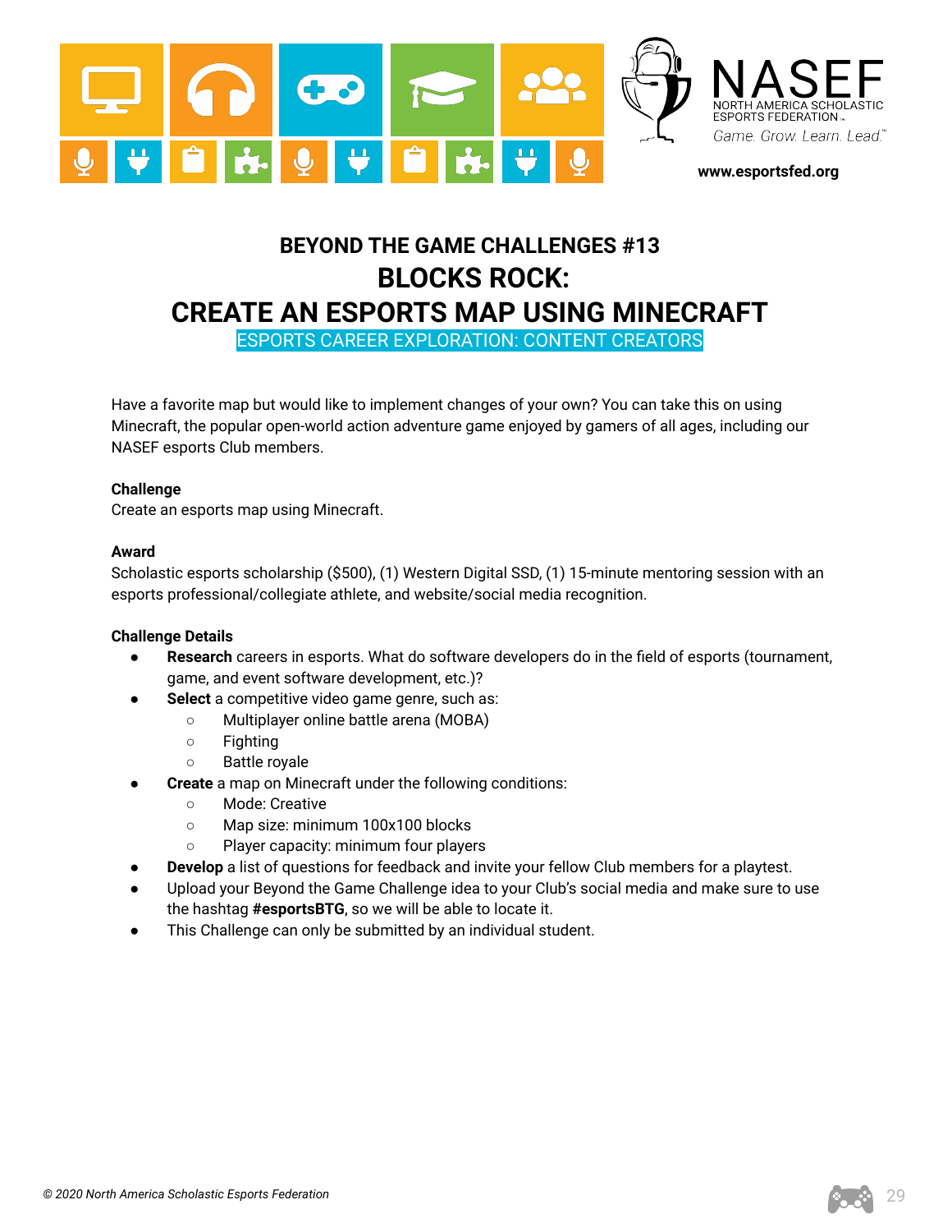NASEF
NORTH AMERICA SCHOLASTIC ESPORTS FEDERATION
Game. Grow. Learn. Lead.

www.esportsfed.org

# BEYOND THE GAME CHALLENGES #13
# BLOCKS ROCK: CREATE AN ESPORTS MAP USING MINECRAFT

ESPORTS CAREER EXPLORATION: CONTENT CREATORS

Have a favorite map but would like to implement changes of your own? You can take this on using Minecraft, the popular open-world action adventure game enjoyed by gamers of all ages, including our NASEF esports Club members.

**Challenge**

Create an esports map using Minecraft.

**Award**

Scholastic esports scholarship ($500), (1) Western Digital SSD, (1) 15-minute mentoring session with an esports professional/collegiate athlete, and website/social media recognition.

**Challenge Details**

- **Research** careers in esports. What do software developers do in the field of esports (tournament, game, and event software development, etc.)?
- **Select** a competitive video game genre, such as:
  - Multiplayer online battle arena (MOBA)
  - Fighting
  - Battle royale
- **Create** a map on Minecraft under the following conditions:
  - Mode: Creative
  - Map size: minimum 100x100 blocks
  - Player capacity: minimum four players
- **Develop** a list of questions for feedback and invite your fellow Club members for a playtest.
- Upload your Beyond the Game Challenge idea to your Club's social media and make sure to use the hashtag **#esportsBTG**, so we will be able to locate it.
- This Challenge can only be submitted by an individual student.

*© 2020 North America Scholastic Esports Federation*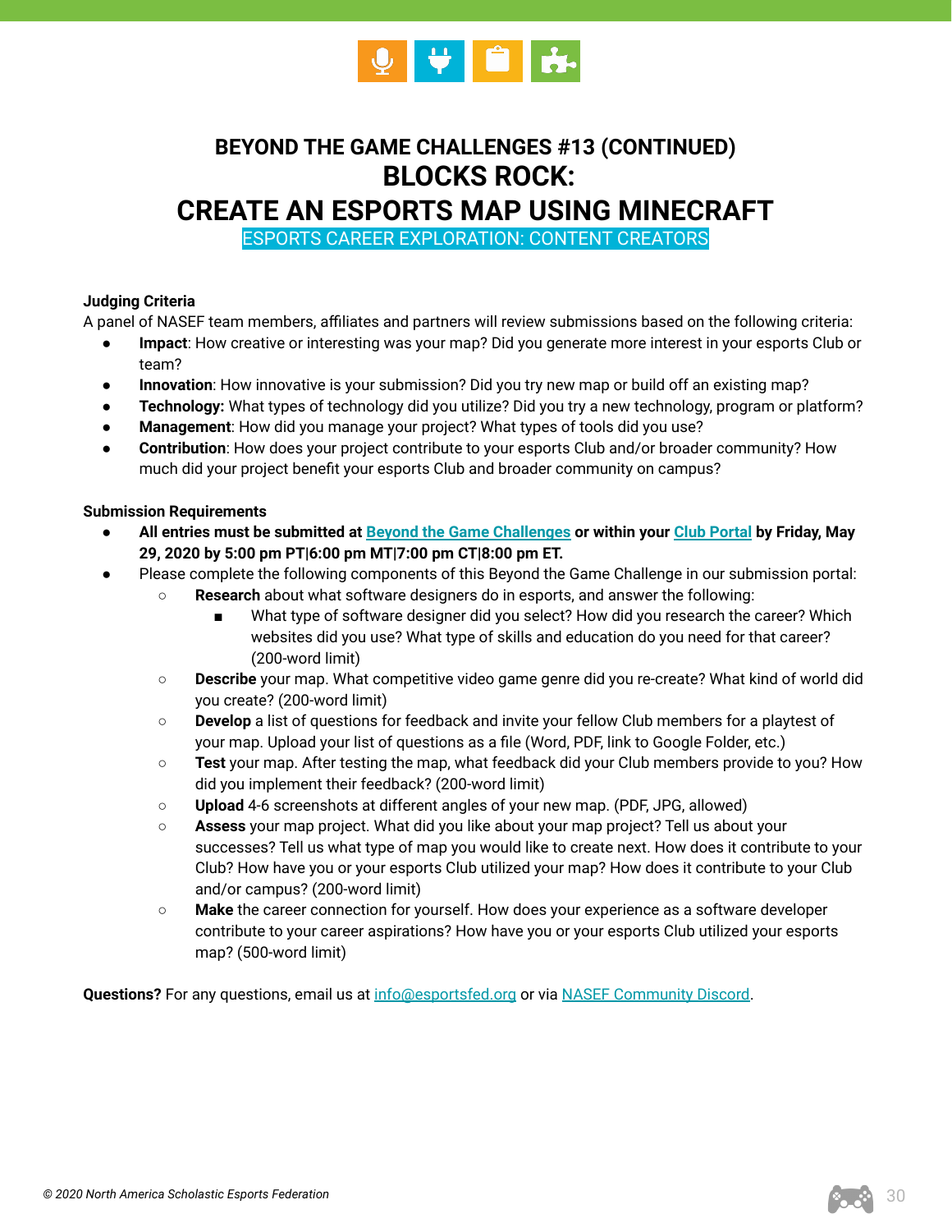# BEYOND THE GAME CHALLENGES #13 (CONTINUED)

# BLOCKS ROCK:
# CREATE AN ESPORTS MAP USING MINECRAFT

ESPORTS CAREER EXPLORATION: CONTENT CREATORS

**Judging Criteria**

A panel of NASEF team members, affiliates and partners will review submissions based on the following criteria:

- **Impact**: How creative or interesting was your map? Did you generate more interest in your esports Club or team?
- **Innovation**: How innovative is your submission? Did you try new map or build off an existing map?
- **Technology:** What types of technology did you utilize? Did you try a new technology, program or platform?
- **Management**: How did you manage your project? What types of tools did you use?
- **Contribution**: How does your project contribute to your esports Club and/or broader community? How much did your project benefit your esports Club and broader community on campus?

**Submission Requirements**

- **All entries must be submitted at Beyond the Game Challenges or within your Club Portal by Friday, May 29, 2020 by 5:00 pm PT|6:00 pm MT|7:00 pm CT|8:00 pm ET.**
- Please complete the following components of this Beyond the Game Challenge in our submission portal:
  - **Research** about what software designers do in esports, and answer the following:
    - What type of software designer did you select? How did you research the career? Which websites did you use? What type of skills and education do you need for that career? (200-word limit)
  - **Describe** your map. What competitive video game genre did you re-create? What kind of world did you create? (200-word limit)
  - **Develop** a list of questions for feedback and invite your fellow Club members for a playtest of your map. Upload your list of questions as a file (Word, PDF, link to Google Folder, etc.)
  - **Test** your map. After testing the map, what feedback did your Club members provide to you? How did you implement their feedback? (200-word limit)
  - **Upload** 4-6 screenshots at different angles of your new map. (PDF, JPG, allowed)
  - **Assess** your map project. What did you like about your map project? Tell us about your successes? Tell us what type of map you would like to create next. How does it contribute to your Club? How have you or your esports Club utilized your map? How does it contribute to your Club and/or campus? (200-word limit)
  - **Make** the career connection for yourself. How does your experience as a software developer contribute to your career aspirations? How have you or your esports Club utilized your esports map? (500-word limit)

**Questions?** For any questions, email us at info@esportsfed.org or via NASEF Community Discord.

*© 2020 North America Scholastic Esports Federation*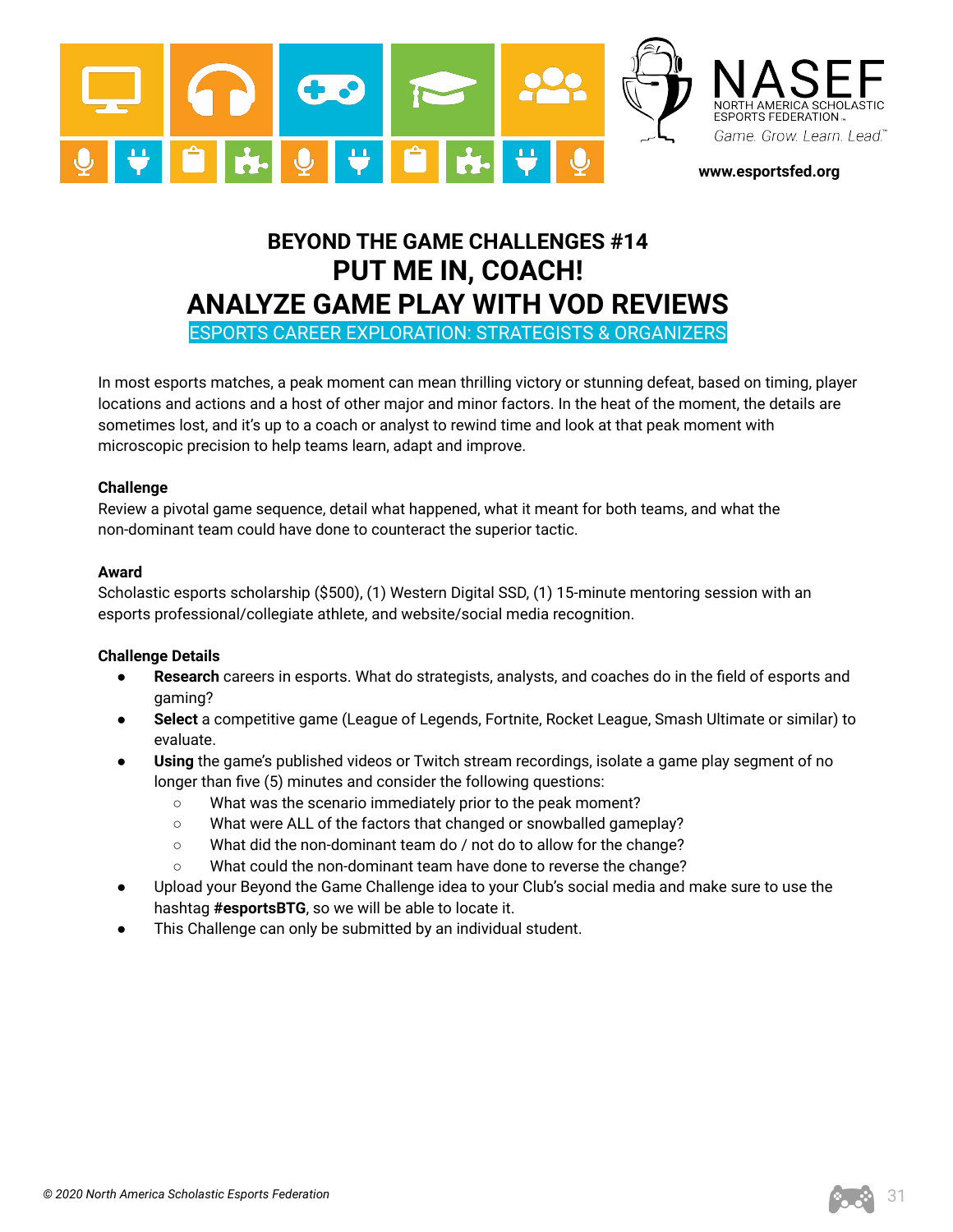# BEYOND THE GAME CHALLENGES #14

## PUT ME IN, COACH!

## ANALYZE GAME PLAY WITH VOD REVIEWS

ESPORTS CAREER EXPLORATION: STRATEGISTS & ORGANIZERS

In most esports matches, a peak moment can mean thrilling victory or stunning defeat, based on timing, player locations and actions and a host of other major and minor factors. In the heat of the moment, the details are sometimes lost, and it's up to a coach or analyst to rewind time and look at that peak moment with microscopic precision to help teams learn, adapt and improve.

**Challenge**

Review a pivotal game sequence, detail what happened, what it meant for both teams, and what the non-dominant team could have done to counteract the superior tactic.

**Award**

Scholastic esports scholarship ($500), (1) Western Digital SSD, (1) 15-minute mentoring session with an esports professional/collegiate athlete, and website/social media recognition.

**Challenge Details**

- **Research** careers in esports. What do strategists, analysts, and coaches do in the field of esports and gaming?
- **Select** a competitive game (League of Legends, Fortnite, Rocket League, Smash Ultimate or similar) to evaluate.
- **Using** the game's published videos or Twitch stream recordings, isolate a game play segment of no longer than five (5) minutes and consider the following questions:
  - What was the scenario immediately prior to the peak moment?
  - What were ALL of the factors that changed or snowballed gameplay?
  - What did the non-dominant team do / not do to allow for the change?
  - What could the non-dominant team have done to reverse the change?
- Upload your Beyond the Game Challenge idea to your Club's social media and make sure to use the hashtag **#esportsBTG**, so we will be able to locate it.
- This Challenge can only be submitted by an individual student.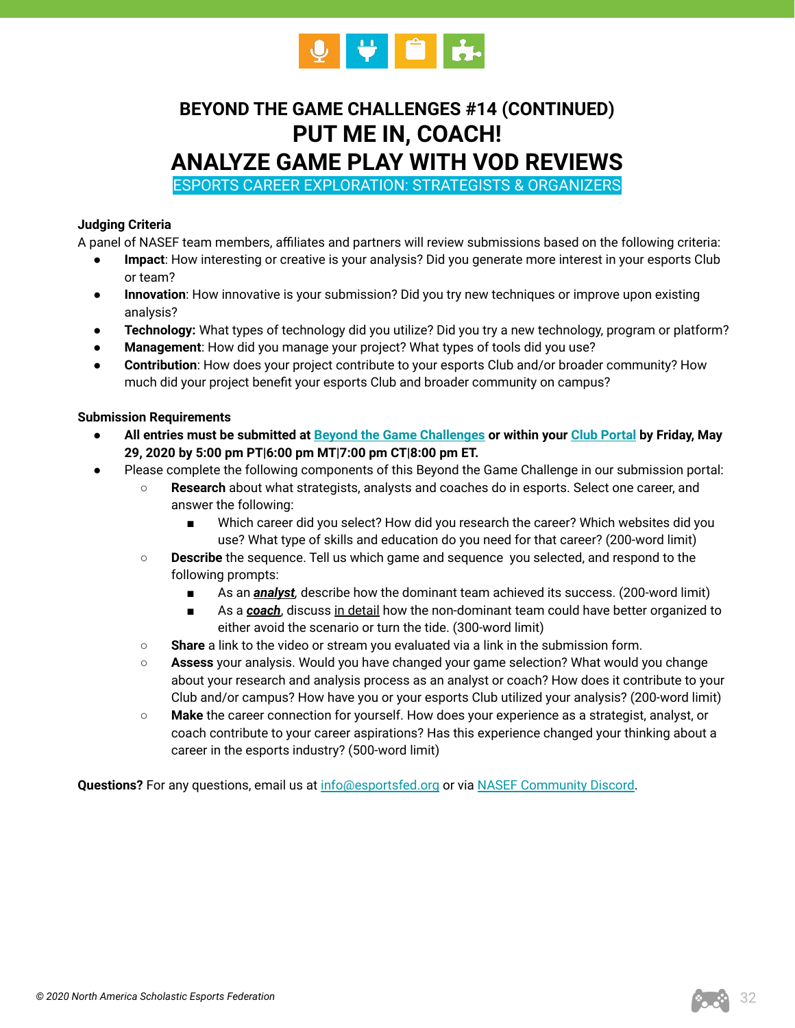## BEYOND THE GAME CHALLENGES #14 (CONTINUED)

# PUT ME IN, COACH!
# ANALYZE GAME PLAY WITH VOD REVIEWS

ESPORTS CAREER EXPLORATION: STRATEGISTS & ORGANIZERS

**Judging Criteria**

A panel of NASEF team members, affiliates and partners will review submissions based on the following criteria:

- **Impact**: How interesting or creative is your analysis? Did you generate more interest in your esports Club or team?
- **Innovation**: How innovative is your submission? Did you try new techniques or improve upon existing analysis?
- **Technology:** What types of technology did you utilize? Did you try a new technology, program or platform?
- **Management**: How did you manage your project? What types of tools did you use?
- **Contribution**: How does your project contribute to your esports Club and/or broader community? How much did your project benefit your esports Club and broader community on campus?

**Submission Requirements**

- **All entries must be submitted at Beyond the Game Challenges or within your Club Portal by Friday, May 29, 2020 by 5:00 pm PT|6:00 pm MT|7:00 pm CT|8:00 pm ET.**
- Please complete the following components of this Beyond the Game Challenge in our submission portal:
  - **Research** about what strategists, analysts and coaches do in esports. Select one career, and answer the following:
    - Which career did you select? How did you research the career? Which websites did you use? What type of skills and education do you need for that career? (200-word limit)
  - **Describe** the sequence. Tell us which game and sequence you selected, and respond to the following prompts:
    - As an ***analyst***, describe how the dominant team achieved its success. (200-word limit)
    - As a ***coach***, discuss in detail how the non-dominant team could have better organized to either avoid the scenario or turn the tide. (300-word limit)
  - **Share** a link to the video or stream you evaluated via a link in the submission form.
  - **Assess** your analysis. Would you have changed your game selection? What would you change about your research and analysis process as an analyst or coach? How does it contribute to your Club and/or campus? How have you or your esports Club utilized your analysis? (200-word limit)
  - **Make** the career connection for yourself. How does your experience as a strategist, analyst, or coach contribute to your career aspirations? Has this experience changed your thinking about a career in the esports industry? (500-word limit)

**Questions?** For any questions, email us at info@esportsfed.org or via NASEF Community Discord.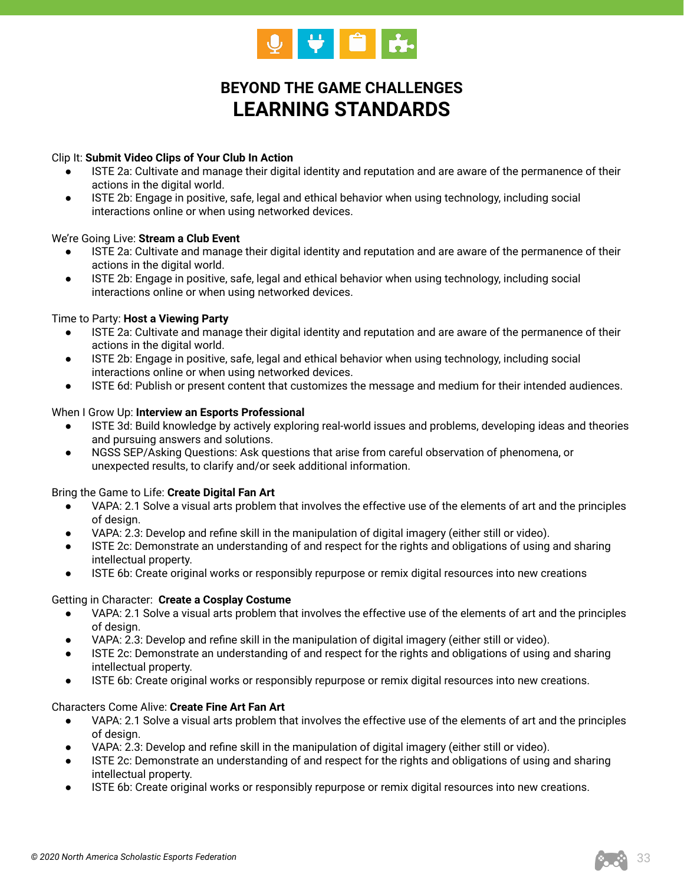# BEYOND THE GAME CHALLENGES
## LEARNING STANDARDS

Clip It: **Submit Video Clips of Your Club In Action**

- ISTE 2a: Cultivate and manage their digital identity and reputation and are aware of the permanence of their actions in the digital world.
- ISTE 2b: Engage in positive, safe, legal and ethical behavior when using technology, including social interactions online or when using networked devices.

We're Going Live: **Stream a Club Event**

- ISTE 2a: Cultivate and manage their digital identity and reputation and are aware of the permanence of their actions in the digital world.
- ISTE 2b: Engage in positive, safe, legal and ethical behavior when using technology, including social interactions online or when using networked devices.

Time to Party: **Host a Viewing Party**

- ISTE 2a: Cultivate and manage their digital identity and reputation and are aware of the permanence of their actions in the digital world.
- ISTE 2b: Engage in positive, safe, legal and ethical behavior when using technology, including social interactions online or when using networked devices.
- ISTE 6d: Publish or present content that customizes the message and medium for their intended audiences.

When I Grow Up: **Interview an Esports Professional**

- ISTE 3d: Build knowledge by actively exploring real-world issues and problems, developing ideas and theories and pursuing answers and solutions.
- NGSS SEP/Asking Questions: Ask questions that arise from careful observation of phenomena, or unexpected results, to clarify and/or seek additional information.

Bring the Game to Life: **Create Digital Fan Art**

- VAPA: 2.1 Solve a visual arts problem that involves the effective use of the elements of art and the principles of design.
- VAPA: 2.3: Develop and refine skill in the manipulation of digital imagery (either still or video).
- ISTE 2c: Demonstrate an understanding of and respect for the rights and obligations of using and sharing intellectual property.
- ISTE 6b: Create original works or responsibly repurpose or remix digital resources into new creations

Getting in Character: **Create a Cosplay Costume**

- VAPA: 2.1 Solve a visual arts problem that involves the effective use of the elements of art and the principles of design.
- VAPA: 2.3: Develop and refine skill in the manipulation of digital imagery (either still or video).
- ISTE 2c: Demonstrate an understanding of and respect for the rights and obligations of using and sharing intellectual property.
- ISTE 6b: Create original works or responsibly repurpose or remix digital resources into new creations.

Characters Come Alive: **Create Fine Art Fan Art**

- VAPA: 2.1 Solve a visual arts problem that involves the effective use of the elements of art and the principles of design.
- VAPA: 2.3: Develop and refine skill in the manipulation of digital imagery (either still or video).
- ISTE 2c: Demonstrate an understanding of and respect for the rights and obligations of using and sharing intellectual property.
- ISTE 6b: Create original works or responsibly repurpose or remix digital resources into new creations.

*© 2020 North America Scholastic Esports Federation*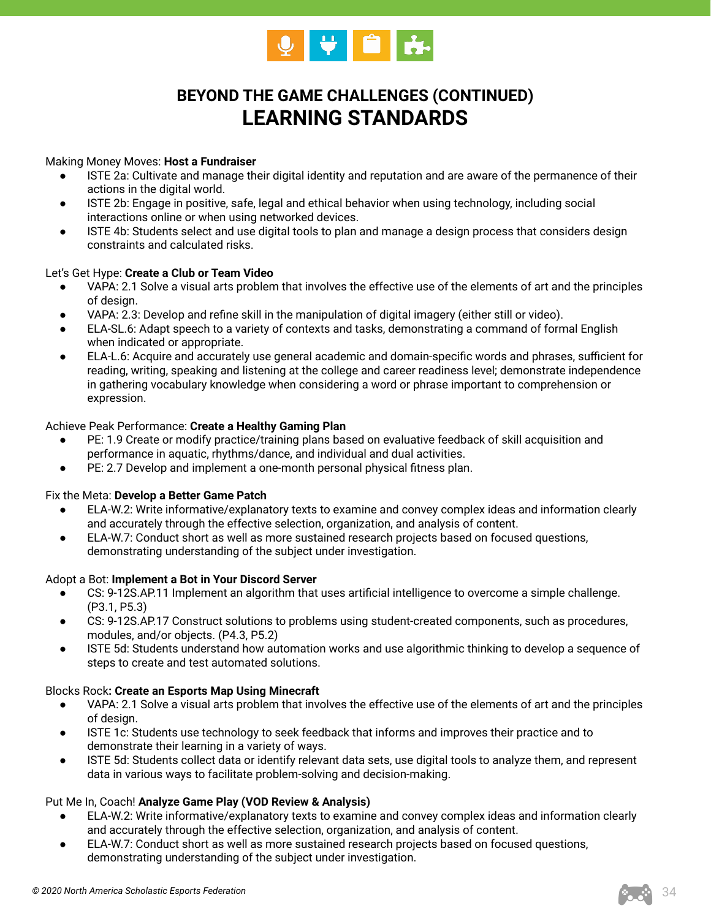## BEYOND THE GAME CHALLENGES (CONTINUED)

# LEARNING STANDARDS

Making Money Moves: **Host a Fundraiser**

- ISTE 2a: Cultivate and manage their digital identity and reputation and are aware of the permanence of their actions in the digital world.
- ISTE 2b: Engage in positive, safe, legal and ethical behavior when using technology, including social interactions online or when using networked devices.
- ISTE 4b: Students select and use digital tools to plan and manage a design process that considers design constraints and calculated risks.

Let's Get Hype: **Create a Club or Team Video**

- VAPA: 2.1 Solve a visual arts problem that involves the effective use of the elements of art and the principles of design.
- VAPA: 2.3: Develop and refine skill in the manipulation of digital imagery (either still or video).
- ELA-SL.6: Adapt speech to a variety of contexts and tasks, demonstrating a command of formal English when indicated or appropriate.
- ELA-L.6: Acquire and accurately use general academic and domain-specific words and phrases, sufficient for reading, writing, speaking and listening at the college and career readiness level; demonstrate independence in gathering vocabulary knowledge when considering a word or phrase important to comprehension or expression.

Achieve Peak Performance: **Create a Healthy Gaming Plan**

- PE: 1.9 Create or modify practice/training plans based on evaluative feedback of skill acquisition and performance in aquatic, rhythms/dance, and individual and dual activities.
- PE: 2.7 Develop and implement a one-month personal physical fitness plan.

Fix the Meta: **Develop a Better Game Patch**

- ELA-W.2: Write informative/explanatory texts to examine and convey complex ideas and information clearly and accurately through the effective selection, organization, and analysis of content.
- ELA-W.7: Conduct short as well as more sustained research projects based on focused questions, demonstrating understanding of the subject under investigation.

Adopt a Bot: **Implement a Bot in Your Discord Server**

- CS: 9-12S.AP.11 Implement an algorithm that uses artificial intelligence to overcome a simple challenge. (P3.1, P5.3)
- CS: 9-12S.AP.17 Construct solutions to problems using student-created components, such as procedures, modules, and/or objects. (P4.3, P5.2)
- ISTE 5d: Students understand how automation works and use algorithmic thinking to develop a sequence of steps to create and test automated solutions.

Blocks Rock**: Create an Esports Map Using Minecraft**

- VAPA: 2.1 Solve a visual arts problem that involves the effective use of the elements of art and the principles of design.
- ISTE 1c: Students use technology to seek feedback that informs and improves their practice and to demonstrate their learning in a variety of ways.
- ISTE 5d: Students collect data or identify relevant data sets, use digital tools to analyze them, and represent data in various ways to facilitate problem-solving and decision-making.

Put Me In, Coach! **Analyze Game Play (VOD Review & Analysis)**

- ELA-W.2: Write informative/explanatory texts to examine and convey complex ideas and information clearly and accurately through the effective selection, organization, and analysis of content.
- ELA-W.7: Conduct short as well as more sustained research projects based on focused questions, demonstrating understanding of the subject under investigation.

*© 2020 North America Scholastic Esports Federation*